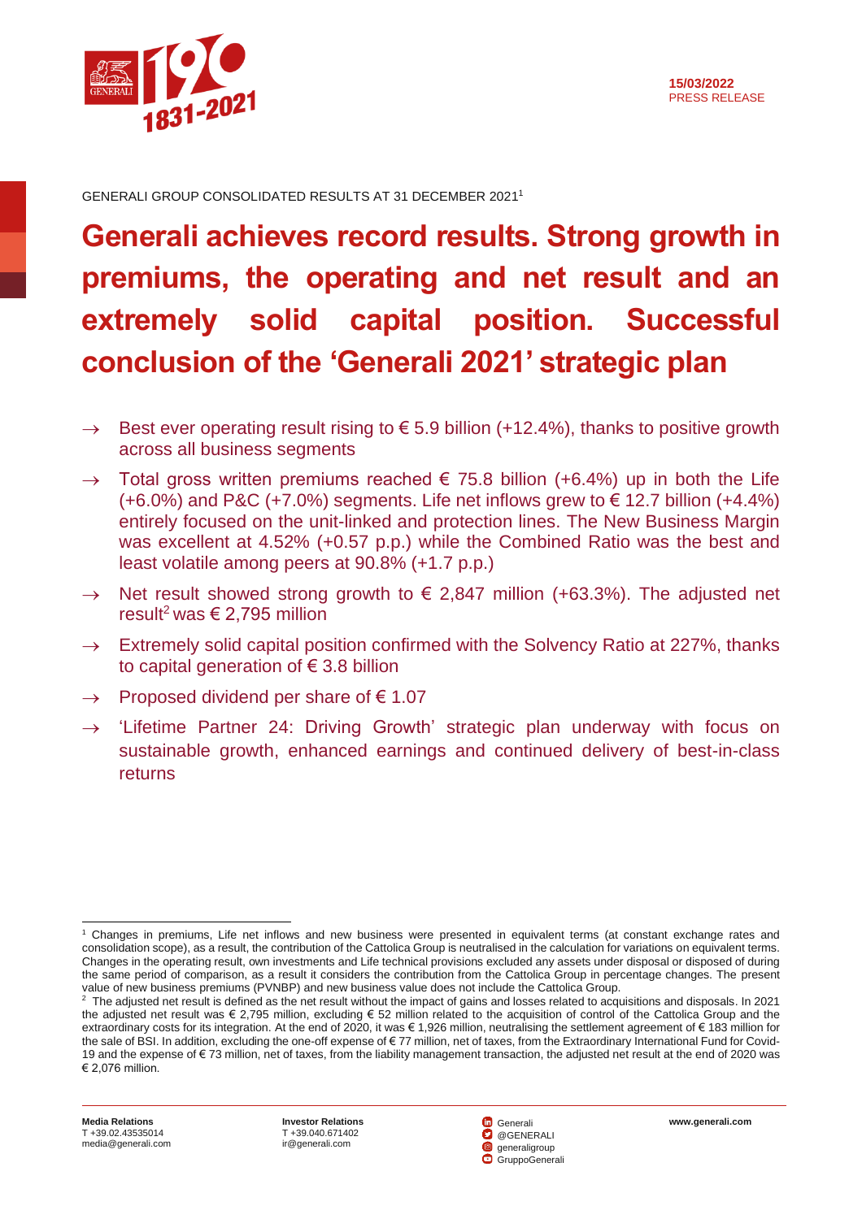15/03/2022
PRESS RELEASE

GENERALI GROUP CONSOLIDATED RESULTS AT 31 DECEMBER 2021[1]

# Generali achieves record results. Strong growth in premiums, the operating and net result and an extremely solid capital position. Successful conclusion of the 'Generali 2021' strategic plan

- → Best ever operating result rising to € 5.9 billion (+12.4%), thanks to positive growth across all business segments
- → Total gross written premiums reached € 75.8 billion (+6.4%) up in both the Life (+6.0%) and P&C (+7.0%) segments. Life net inflows grew to € 12.7 billion (+4.4%) entirely focused on the unit-linked and protection lines. The New Business Margin was excellent at 4.52% (+0.57 p.p.) while the Combined Ratio was the best and least volatile among peers at 90.8% (+1.7 p.p.)
- → Net result showed strong growth to € 2,847 million (+63.3%). The adjusted net result[2] was € 2,795 million
- → Extremely solid capital position confirmed with the Solvency Ratio at 227%, thanks to capital generation of € 3.8 billion
- → Proposed dividend per share of € 1.07
- → 'Lifetime Partner 24: Driving Growth' strategic plan underway with focus on sustainable growth, enhanced earnings and continued delivery of best-in-class returns

---

[1] Changes in premiums, Life net inflows and new business were presented in equivalent terms (at constant exchange rates and consolidation scope), as a result, the contribution of the Cattolica Group is neutralised in the calculation for variations on equivalent terms. Changes in the operating result, own investments and Life technical provisions excluded any assets under disposal or disposed of during the same period of comparison, as a result it considers the contribution from the Cattolica Group in percentage changes. The present value of new business premiums (PVNBP) and new business value does not include the Cattolica Group.

[2] The adjusted net result is defined as the net result without the impact of gains and losses related to acquisitions and disposals. In 2021 the adjusted net result was € 2,795 million, excluding € 52 million related to the acquisition of control of the Cattolica Group and the extraordinary costs for its integration. At the end of 2020, it was € 1,926 million, neutralising the settlement agreement of € 183 million for the sale of BSI. In addition, excluding the one-off expense of € 77 million, net of taxes, from the Extraordinary International Fund for Covid-19 and the expense of € 73 million, net of taxes, from the liability management transaction, the adjusted net result at the end of 2020 was € 2,076 million.

**Media Relations**
T +39.02.43535014
media@generali.com

**Investor Relations**
T +39.040.671402
ir@generali.com

Generali
@GENERALI
generaligroup
GruppoGenerali

**www.generali.com**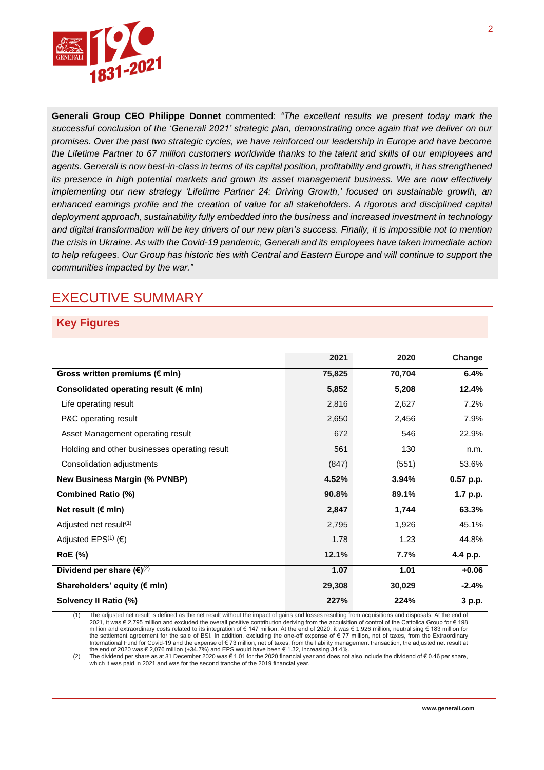**Generali Group CEO Philippe Donnet** commented: *"The excellent results we present today mark the successful conclusion of the 'Generali 2021' strategic plan, demonstrating once again that we deliver on our promises. Over the past two strategic cycles, we have reinforced our leadership in Europe and have become the Lifetime Partner to 67 million customers worldwide thanks to the talent and skills of our employees and agents. Generali is now best-in-class in terms of its capital position, profitability and growth, it has strengthened its presence in high potential markets and grown its asset management business. We are now effectively implementing our new strategy 'Lifetime Partner 24: Driving Growth,' focused on sustainable growth, an enhanced earnings profile and the creation of value for all stakeholders. A rigorous and disciplined capital deployment approach, sustainability fully embedded into the business and increased investment in technology and digital transformation will be key drivers of our new plan's success. Finally, it is impossible not to mention the crisis in Ukraine. As with the Covid-19 pandemic, Generali and its employees have taken immediate action to help refugees. Our Group has historic ties with Central and Eastern Europe and will continue to support the communities impacted by the war."*

# EXECUTIVE SUMMARY

## Key Figures

| | 2021 | 2020 | Change |
|---|---|---|---|
| **Gross written premiums (€ mln)** | **75,825** | **70,704** | **6.4%** |
| **Consolidated operating result (€ mln)** | **5,852** | **5,208** | **12.4%** |
| Life operating result | 2,816 | 2,627 | 7.2% |
| P&C operating result | 2,650 | 2,456 | 7.9% |
| Asset Management operating result | 672 | 546 | 22.9% |
| Holding and other businesses operating result | 561 | 130 | n.m. |
| Consolidation adjustments | (847) | (551) | 53.6% |
| **New Business Margin (% PVNBP)** | **4.52%** | **3.94%** | **0.57 p.p.** |
| **Combined Ratio (%)** | **90.8%** | **89.1%** | **1.7 p.p.** |
| **Net result (€ mln)** | **2,847** | **1,744** | **63.3%** |
| Adjusted net result[(1)] | 2,795 | 1,926 | 45.1% |
| Adjusted EPS[(1)] (€) | 1.78 | 1.23 | 44.8% |
| **RoE (%)** | **12.1%** | **7.7%** | **4.4 p.p.** |
| **Dividend per share (€)[(2)]** | **1.07** | **1.01** | **+0.06** |
| **Shareholders' equity (€ mln)** | **29,308** | **30,029** | **-2.4%** |
| **Solvency II Ratio (%)** | **227%** | **224%** | **3 p.p.** |

(1) The adjusted net result is defined as the net result without the impact of gains and losses resulting from acquisitions and disposals. At the end of 2021, it was € 2,795 million and excluded the overall positive contribution deriving from the acquisition of control of the Cattolica Group for € 198 million and extraordinary costs related to its integration of € 147 million. At the end of 2020, it was € 1,926 million, neutralising € 183 million for the settlement agreement for the sale of BSI. In addition, excluding the one-off expense of € 77 million, net of taxes, from the Extraordinary International Fund for Covid-19 and the expense of € 73 million, net of taxes, from the liability management transaction, the adjusted net result at the end of 2020 was € 2,076 million (+34.7%) and EPS would have been € 1.32, increasing 34.4%.

(2) The dividend per share as at 31 December 2020 was € 1.01 for the 2020 financial year and does not also include the dividend of € 0.46 per share, which it was paid in 2021 and was for the second tranche of the 2019 financial year.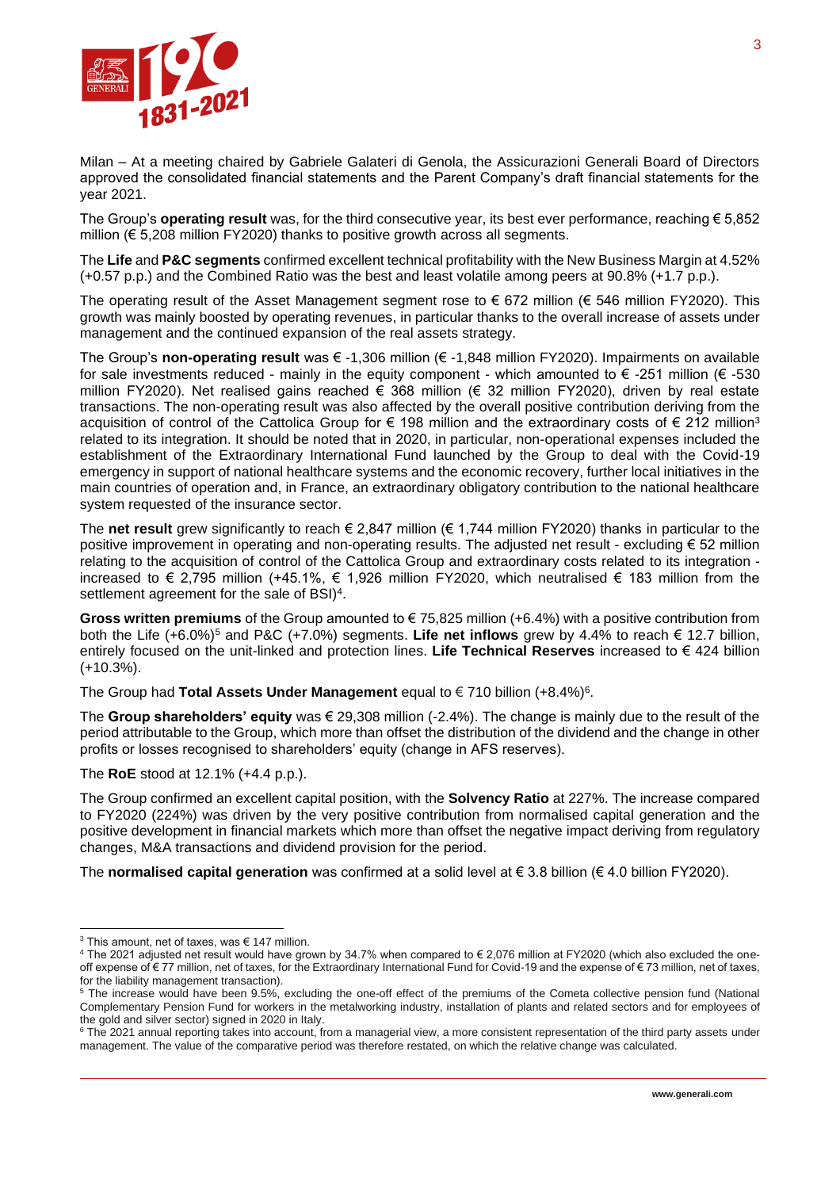Milan – At a meeting chaired by Gabriele Galateri di Genola, the Assicurazioni Generali Board of Directors approved the consolidated financial statements and the Parent Company's draft financial statements for the year 2021.

The Group's **operating result** was, for the third consecutive year, its best ever performance, reaching € 5,852 million (€ 5,208 million FY2020) thanks to positive growth across all segments.

The **Life** and **P&C segments** confirmed excellent technical profitability with the New Business Margin at 4.52% (+0.57 p.p.) and the Combined Ratio was the best and least volatile among peers at 90.8% (+1.7 p.p.).

The operating result of the Asset Management segment rose to € 672 million (€ 546 million FY2020). This growth was mainly boosted by operating revenues, in particular thanks to the overall increase of assets under management and the continued expansion of the real assets strategy.

The Group's **non-operating result** was € -1,306 million (€ -1,848 million FY2020). Impairments on available for sale investments reduced - mainly in the equity component - which amounted to € -251 million (€ -530 million FY2020). Net realised gains reached € 368 million (€ 32 million FY2020), driven by real estate transactions. The non-operating result was also affected by the overall positive contribution deriving from the acquisition of control of the Cattolica Group for € 198 million and the extraordinary costs of € 212 million[3] related to its integration. It should be noted that in 2020, in particular, non-operational expenses included the establishment of the Extraordinary International Fund launched by the Group to deal with the Covid-19 emergency in support of national healthcare systems and the economic recovery, further local initiatives in the main countries of operation and, in France, an extraordinary obligatory contribution to the national healthcare system requested of the insurance sector.

The **net result** grew significantly to reach € 2,847 million (€ 1,744 million FY2020) thanks in particular to the positive improvement in operating and non-operating results. The adjusted net result - excluding € 52 million relating to the acquisition of control of the Cattolica Group and extraordinary costs related to its integration - increased to € 2,795 million (+45.1%, € 1,926 million FY2020, which neutralised € 183 million from the settlement agreement for the sale of BSI)[4].

**Gross written premiums** of the Group amounted to € 75,825 million (+6.4%) with a positive contribution from both the Life (+6.0%)[5] and P&C (+7.0%) segments. **Life net inflows** grew by 4.4% to reach € 12.7 billion, entirely focused on the unit-linked and protection lines. **Life Technical Reserves** increased to € 424 billion (+10.3%).

The Group had **Total Assets Under Management** equal to € 710 billion (+8.4%)[6].

The **Group shareholders' equity** was € 29,308 million (-2.4%). The change is mainly due to the result of the period attributable to the Group, which more than offset the distribution of the dividend and the change in other profits or losses recognised to shareholders' equity (change in AFS reserves).

The **RoE** stood at 12.1% (+4.4 p.p.).

The Group confirmed an excellent capital position, with the **Solvency Ratio** at 227%. The increase compared to FY2020 (224%) was driven by the very positive contribution from normalised capital generation and the positive development in financial markets which more than offset the negative impact deriving from regulatory changes, M&A transactions and dividend provision for the period.

The **normalised capital generation** was confirmed at a solid level at € 3.8 billion (€ 4.0 billion FY2020).

---

[3] This amount, net of taxes, was € 147 million.

[4] The 2021 adjusted net result would have grown by 34.7% when compared to € 2,076 million at FY2020 (which also excluded the one-off expense of € 77 million, net of taxes, for the Extraordinary International Fund for Covid-19 and the expense of € 73 million, net of taxes, for the liability management transaction).

[5] The increase would have been 9.5%, excluding the one-off effect of the premiums of the Cometa collective pension fund (National Complementary Pension Fund for workers in the metalworking industry, installation of plants and related sectors and for employees of the gold and silver sector) signed in 2020 in Italy.

[6] The 2021 annual reporting takes into account, from a managerial view, a more consistent representation of the third party assets under management. The value of the comparative period was therefore restated, on which the relative change was calculated.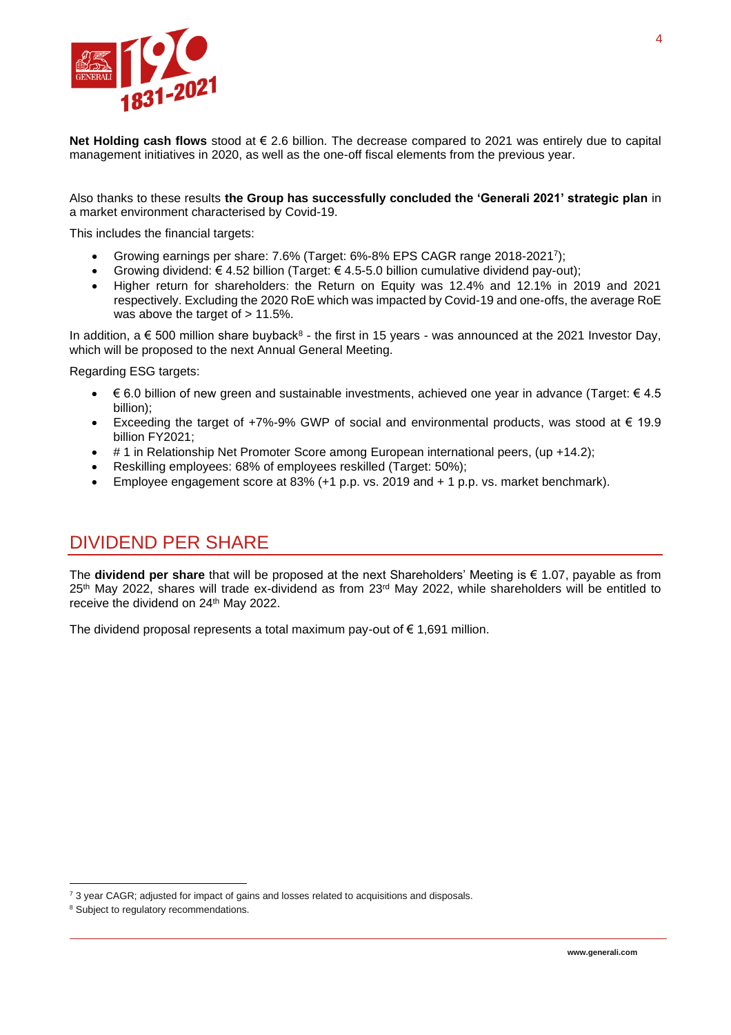**Net Holding cash flows** stood at € 2.6 billion. The decrease compared to 2021 was entirely due to capital management initiatives in 2020, as well as the one-off fiscal elements from the previous year.

Also thanks to these results **the Group has successfully concluded the 'Generali 2021' strategic plan** in a market environment characterised by Covid-19.

This includes the financial targets:

- Growing earnings per share: 7.6% (Target: 6%-8% EPS CAGR range 2018-2021[7]);
- Growing dividend: € 4.52 billion (Target: € 4.5-5.0 billion cumulative dividend pay-out);
- Higher return for shareholders: the Return on Equity was 12.4% and 12.1% in 2019 and 2021 respectively. Excluding the 2020 RoE which was impacted by Covid-19 and one-offs, the average RoE was above the target of > 11.5%.

In addition, a € 500 million share buyback[8] - the first in 15 years - was announced at the 2021 Investor Day, which will be proposed to the next Annual General Meeting.

Regarding ESG targets:

- € 6.0 billion of new green and sustainable investments, achieved one year in advance (Target: € 4.5 billion);
- Exceeding the target of +7%-9% GWP of social and environmental products, was stood at € 19.9 billion FY2021;
- # 1 in Relationship Net Promoter Score among European international peers, (up +14.2);
- Reskilling employees: 68% of employees reskilled (Target: 50%);
- Employee engagement score at 83% (+1 p.p. vs. 2019 and + 1 p.p. vs. market benchmark).

## DIVIDEND PER SHARE

The **dividend per share** that will be proposed at the next Shareholders' Meeting is € 1.07, payable as from 25th May 2022, shares will trade ex-dividend as from 23rd May 2022, while shareholders will be entitled to receive the dividend on 24th May 2022.

The dividend proposal represents a total maximum pay-out of € 1,691 million.

[7] 3 year CAGR; adjusted for impact of gains and losses related to acquisitions and disposals.

[8] Subject to regulatory recommendations.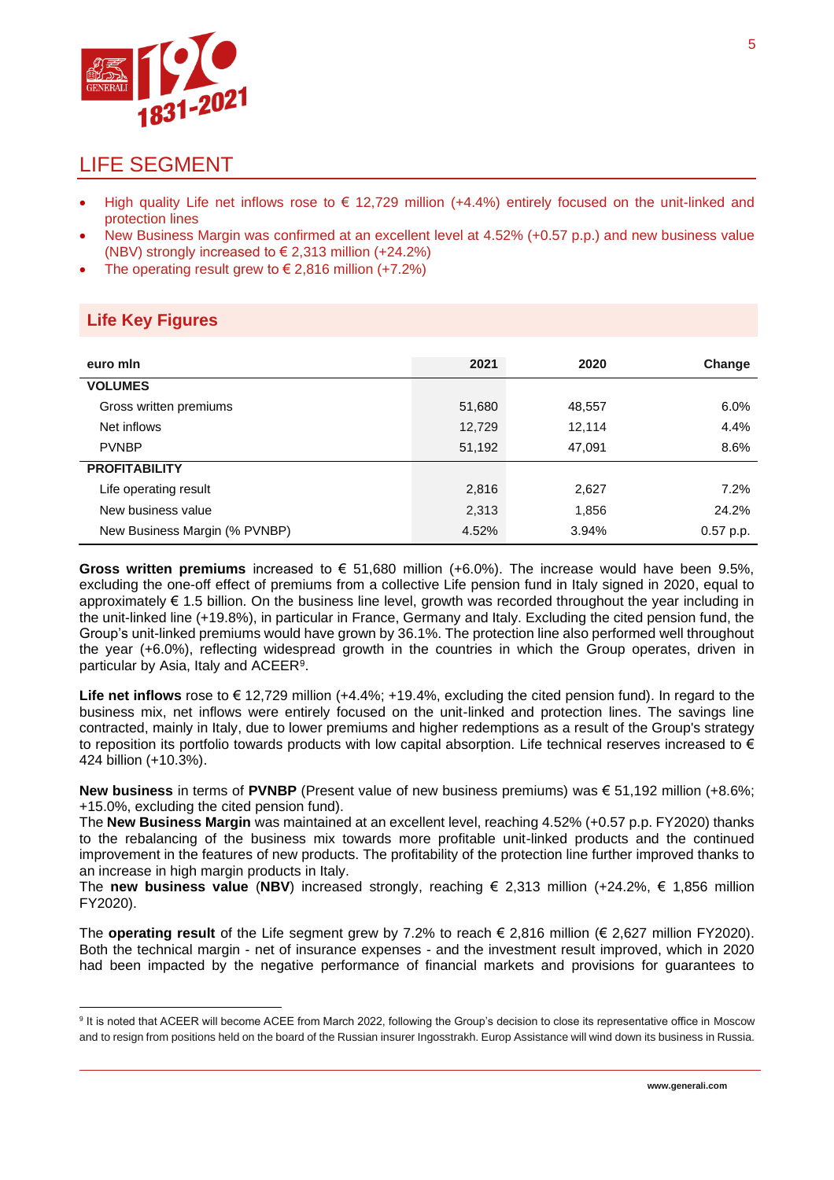# LIFE SEGMENT

- High quality Life net inflows rose to € 12,729 million (+4.4%) entirely focused on the unit-linked and protection lines
- New Business Margin was confirmed at an excellent level at 4.52% (+0.57 p.p.) and new business value (NBV) strongly increased to € 2,313 million (+24.2%)
- The operating result grew to € 2,816 million (+7.2%)

## Life Key Figures

| euro mln | 2021 | 2020 | Change |
|---|---|---|---|
| **VOLUMES** | | | |
| Gross written premiums | 51,680 | 48,557 | 6.0% |
| Net inflows | 12,729 | 12,114 | 4.4% |
| PVNBP | 51,192 | 47,091 | 8.6% |
| **PROFITABILITY** | | | |
| Life operating result | 2,816 | 2,627 | 7.2% |
| New business value | 2,313 | 1,856 | 24.2% |
| New Business Margin (% PVNBP) | 4.52% | 3.94% | 0.57 p.p. |

**Gross written premiums** increased to € 51,680 million (+6.0%). The increase would have been 9.5%, excluding the one-off effect of premiums from a collective Life pension fund in Italy signed in 2020, equal to approximately € 1.5 billion. On the business line level, growth was recorded throughout the year including in the unit-linked line (+19.8%), in particular in France, Germany and Italy. Excluding the cited pension fund, the Group's unit-linked premiums would have grown by 36.1%. The protection line also performed well throughout the year (+6.0%), reflecting widespread growth in the countries in which the Group operates, driven in particular by Asia, Italy and ACEER[9].

**Life net inflows** rose to € 12,729 million (+4.4%; +19.4%, excluding the cited pension fund). In regard to the business mix, net inflows were entirely focused on the unit-linked and protection lines. The savings line contracted, mainly in Italy, due to lower premiums and higher redemptions as a result of the Group's strategy to reposition its portfolio towards products with low capital absorption. Life technical reserves increased to € 424 billion (+10.3%).

**New business** in terms of **PVNBP** (Present value of new business premiums) was € 51,192 million (+8.6%; +15.0%, excluding the cited pension fund).
The **New Business Margin** was maintained at an excellent level, reaching 4.52% (+0.57 p.p. FY2020) thanks to the rebalancing of the business mix towards more profitable unit-linked products and the continued improvement in the features of new products. The profitability of the protection line further improved thanks to an increase in high margin products in Italy.
The **new business value** (**NBV**) increased strongly, reaching € 2,313 million (+24.2%, € 1,856 million FY2020).

The **operating result** of the Life segment grew by 7.2% to reach € 2,816 million (€ 2,627 million FY2020). Both the technical margin - net of insurance expenses - and the investment result improved, which in 2020 had been impacted by the negative performance of financial markets and provisions for guarantees to

[9] It is noted that ACEER will become ACEE from March 2022, following the Group's decision to close its representative office in Moscow and to resign from positions held on the board of the Russian insurer Ingosstrakh. Europ Assistance will wind down its business in Russia.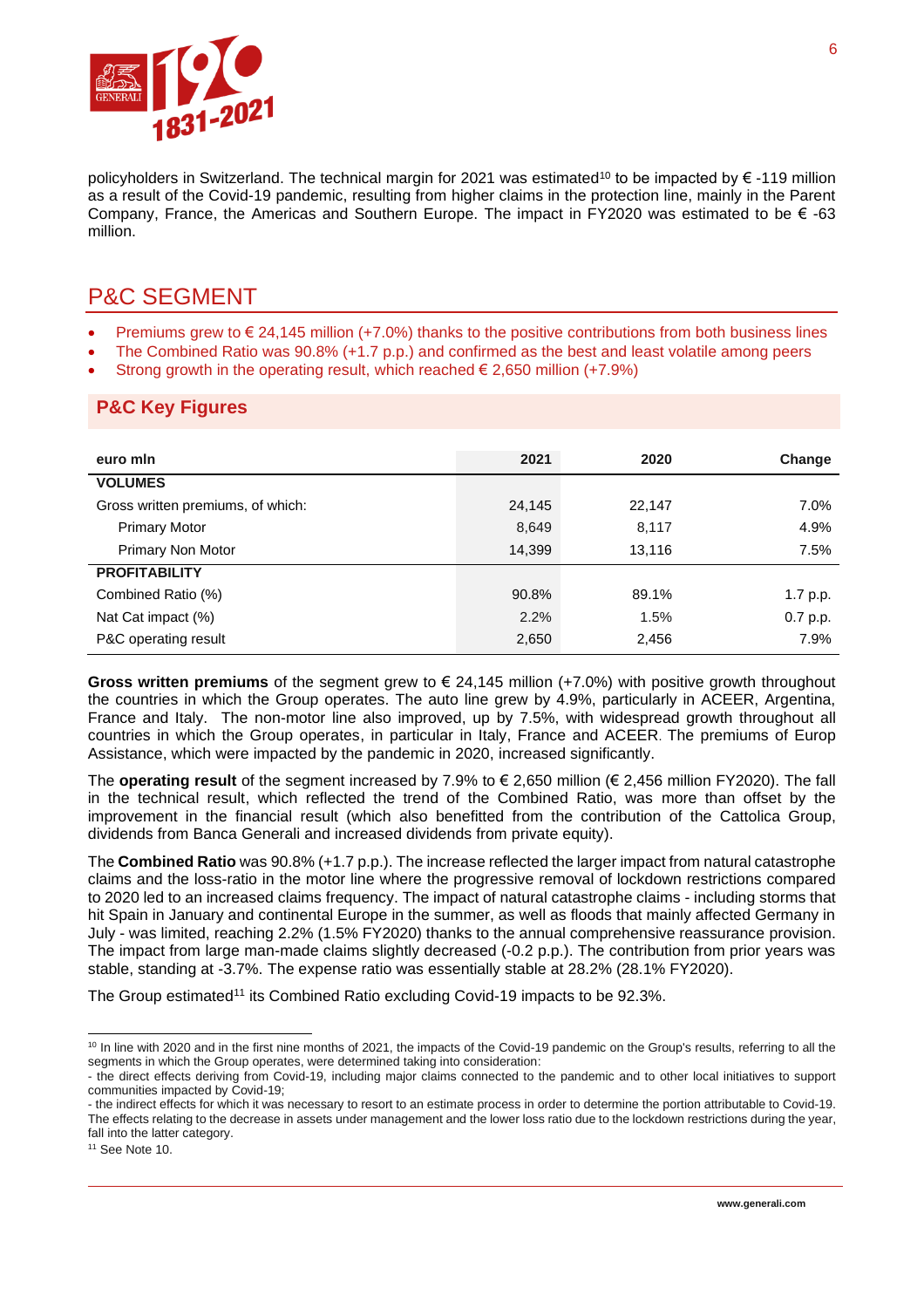policyholders in Switzerland. The technical margin for 2021 was estimated[10] to be impacted by € -119 million as a result of the Covid-19 pandemic, resulting from higher claims in the protection line, mainly in the Parent Company, France, the Americas and Southern Europe. The impact in FY2020 was estimated to be € -63 million.

## P&C SEGMENT

- Premiums grew to € 24,145 million (+7.0%) thanks to the positive contributions from both business lines
- The Combined Ratio was 90.8% (+1.7 p.p.) and confirmed as the best and least volatile among peers
- Strong growth in the operating result, which reached € 2,650 million (+7.9%)

### P&C Key Figures

| euro mln | 2021 | 2020 | Change |
|---|---|---|---|
| **VOLUMES** | | | |
| Gross written premiums, of which: | 24,145 | 22,147 | 7.0% |
| Primary Motor | 8,649 | 8,117 | 4.9% |
| Primary Non Motor | 14,399 | 13,116 | 7.5% |
| **PROFITABILITY** | | | |
| Combined Ratio (%) | 90.8% | 89.1% | 1.7 p.p. |
| Nat Cat impact (%) | 2.2% | 1.5% | 0.7 p.p. |
| P&C operating result | 2,650 | 2,456 | 7.9% |

**Gross written premiums** of the segment grew to € 24,145 million (+7.0%) with positive growth throughout the countries in which the Group operates. The auto line grew by 4.9%, particularly in ACEER, Argentina, France and Italy. The non-motor line also improved, up by 7.5%, with widespread growth throughout all countries in which the Group operates, in particular in Italy, France and ACEER. The premiums of Europ Assistance, which were impacted by the pandemic in 2020, increased significantly.

The **operating result** of the segment increased by 7.9% to € 2,650 million (€ 2,456 million FY2020). The fall in the technical result, which reflected the trend of the Combined Ratio, was more than offset by the improvement in the financial result (which also benefitted from the contribution of the Cattolica Group, dividends from Banca Generali and increased dividends from private equity).

The **Combined Ratio** was 90.8% (+1.7 p.p.). The increase reflected the larger impact from natural catastrophe claims and the loss-ratio in the motor line where the progressive removal of lockdown restrictions compared to 2020 led to an increased claims frequency. The impact of natural catastrophe claims - including storms that hit Spain in January and continental Europe in the summer, as well as floods that mainly affected Germany in July - was limited, reaching 2.2% (1.5% FY2020) thanks to the annual comprehensive reassurance provision. The impact from large man-made claims slightly decreased (-0.2 p.p.). The contribution from prior years was stable, standing at -3.7%. The expense ratio was essentially stable at 28.2% (28.1% FY2020).

The Group estimated[11] its Combined Ratio excluding Covid-19 impacts to be 92.3%.

---

[10] In line with 2020 and in the first nine months of 2021, the impacts of the Covid-19 pandemic on the Group's results, referring to all the segments in which the Group operates, were determined taking into consideration:
- the direct effects deriving from Covid-19, including major claims connected to the pandemic and to other local initiatives to support communities impacted by Covid-19;
- the indirect effects for which it was necessary to resort to an estimate process in order to determine the portion attributable to Covid-19. The effects relating to the decrease in assets under management and the lower loss ratio due to the lockdown restrictions during the year, fall into the latter category.

[11] See Note 10.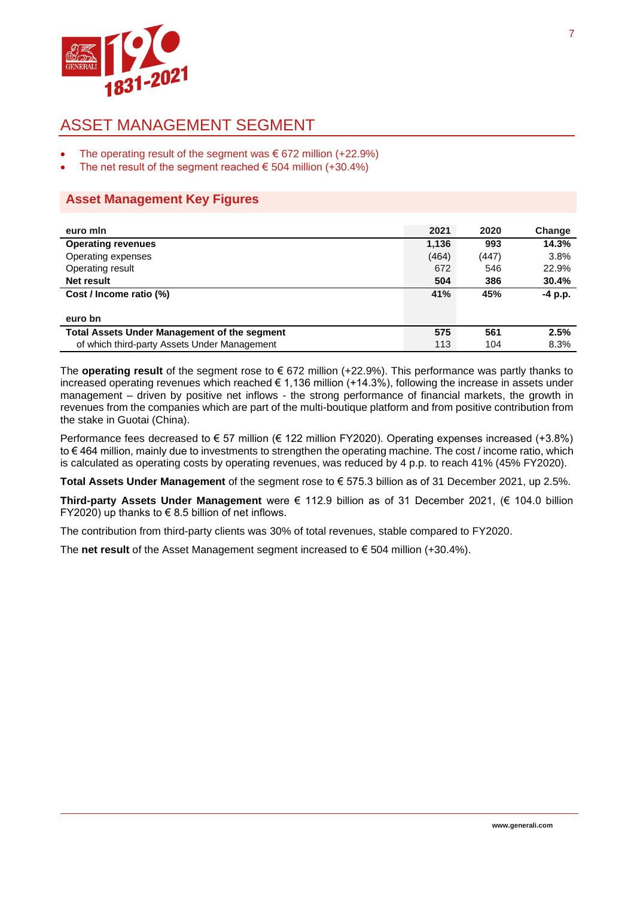# ASSET MANAGEMENT SEGMENT

- The operating result of the segment was € 672 million (+22.9%)
- The net result of the segment reached € 504 million (+30.4%)

## Asset Management Key Figures

| euro mln | 2021 | 2020 | Change |
|---|---|---|---|
| **Operating revenues** | **1,136** | **993** | **14.3%** |
| Operating expenses | (464) | (447) | 3.8% |
| Operating result | 672 | 546 | 22.9% |
| **Net result** | **504** | **386** | **30.4%** |
| **Cost / Income ratio (%)** | **41%** | **45%** | **-4 p.p.** |
| **euro bn** | | | |
| **Total Assets Under Management of the segment** | **575** | **561** | **2.5%** |
| of which third-party Assets Under Management | 113 | 104 | 8.3% |

The **operating result** of the segment rose to € 672 million (+22.9%). This performance was partly thanks to increased operating revenues which reached € 1,136 million (+14.3%), following the increase in assets under management – driven by positive net inflows - the strong performance of financial markets, the growth in revenues from the companies which are part of the multi-boutique platform and from positive contribution from the stake in Guotai (China).

Performance fees decreased to € 57 million (€ 122 million FY2020). Operating expenses increased (+3.8%) to € 464 million, mainly due to investments to strengthen the operating machine. The cost / income ratio, which is calculated as operating costs by operating revenues, was reduced by 4 p.p. to reach 41% (45% FY2020).

**Total Assets Under Management** of the segment rose to € 575.3 billion as of 31 December 2021, up 2.5%.

**Third-party Assets Under Management** were € 112.9 billion as of 31 December 2021, (€ 104.0 billion FY2020) up thanks to € 8.5 billion of net inflows.

The contribution from third-party clients was 30% of total revenues, stable compared to FY2020.

The **net result** of the Asset Management segment increased to € 504 million (+30.4%).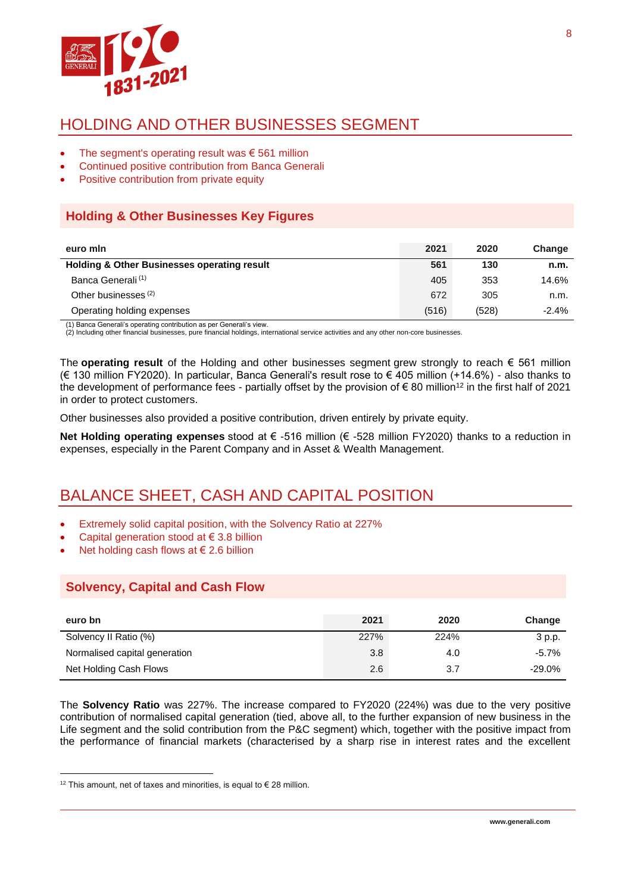## HOLDING AND OTHER BUSINESSES SEGMENT

- The segment's operating result was € 561 million
- Continued positive contribution from Banca Generali
- Positive contribution from private equity

### Holding & Other Businesses Key Figures

| euro mln | 2021 | 2020 | Change |
|---|---|---|---|
| **Holding & Other Businesses operating result** | **561** | **130** | **n.m.** |
| Banca Generali [(1)] | 405 | 353 | 14.6% |
| Other businesses [(2)] | 672 | 305 | n.m. |
| Operating holding expenses | (516) | (528) | -2.4% |

(1) Banca Generali's operating contribution as per Generali's view.
(2) Including other financial businesses, pure financial holdings, international service activities and any other non-core businesses.

The **operating result** of the Holding and other businesses segment grew strongly to reach € 561 million (€ 130 million FY2020). In particular, Banca Generali's result rose to € 405 million (+14.6%) - also thanks to the development of performance fees - partially offset by the provision of € 80 million[12] in the first half of 2021 in order to protect customers.

Other businesses also provided a positive contribution, driven entirely by private equity.

**Net Holding operating expenses** stood at € -516 million (€ -528 million FY2020) thanks to a reduction in expenses, especially in the Parent Company and in Asset & Wealth Management.

## BALANCE SHEET, CASH AND CAPITAL POSITION

- Extremely solid capital position, with the Solvency Ratio at 227%
- Capital generation stood at € 3.8 billion
- Net holding cash flows at € 2.6 billion

### Solvency, Capital and Cash Flow

| euro bn | 2021 | 2020 | Change |
|---|---|---|---|
| Solvency II Ratio (%) | 227% | 224% | 3 p.p. |
| Normalised capital generation | 3.8 | 4.0 | -5.7% |
| Net Holding Cash Flows | 2.6 | 3.7 | -29.0% |

The **Solvency Ratio** was 227%. The increase compared to FY2020 (224%) was due to the very positive contribution of normalised capital generation (tied, above all, to the further expansion of new business in the Life segment and the solid contribution from the P&C segment) which, together with the positive impact from the performance of financial markets (characterised by a sharp rise in interest rates and the excellent

[12] This amount, net of taxes and minorities, is equal to € 28 million.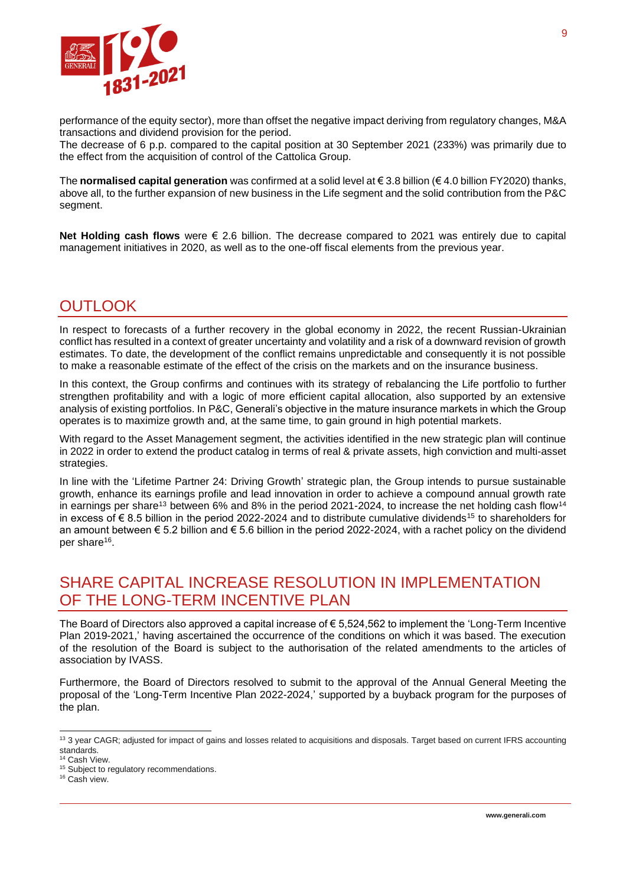performance of the equity sector), more than offset the negative impact deriving from regulatory changes, M&A transactions and dividend provision for the period.
The decrease of 6 p.p. compared to the capital position at 30 September 2021 (233%) was primarily due to the effect from the acquisition of control of the Cattolica Group.

The **normalised capital generation** was confirmed at a solid level at € 3.8 billion (€ 4.0 billion FY2020) thanks, above all, to the further expansion of new business in the Life segment and the solid contribution from the P&C segment.

**Net Holding cash flows** were € 2.6 billion. The decrease compared to 2021 was entirely due to capital management initiatives in 2020, as well as to the one-off fiscal elements from the previous year.

## OUTLOOK

In respect to forecasts of a further recovery in the global economy in 2022, the recent Russian-Ukrainian conflict has resulted in a context of greater uncertainty and volatility and a risk of a downward revision of growth estimates. To date, the development of the conflict remains unpredictable and consequently it is not possible to make a reasonable estimate of the effect of the crisis on the markets and on the insurance business.

In this context, the Group confirms and continues with its strategy of rebalancing the Life portfolio to further strengthen profitability and with a logic of more efficient capital allocation, also supported by an extensive analysis of existing portfolios. In P&C, Generali's objective in the mature insurance markets in which the Group operates is to maximize growth and, at the same time, to gain ground in high potential markets.

With regard to the Asset Management segment, the activities identified in the new strategic plan will continue in 2022 in order to extend the product catalog in terms of real & private assets, high conviction and multi-asset strategies.

In line with the 'Lifetime Partner 24: Driving Growth' strategic plan, the Group intends to pursue sustainable growth, enhance its earnings profile and lead innovation in order to achieve a compound annual growth rate in earnings per share[13] between 6% and 8% in the period 2021-2024, to increase the net holding cash flow[14] in excess of € 8.5 billion in the period 2022-2024 and to distribute cumulative dividends[15] to shareholders for an amount between € 5.2 billion and € 5.6 billion in the period 2022-2024, with a rachet policy on the dividend per share[16].

## SHARE CAPITAL INCREASE RESOLUTION IN IMPLEMENTATION OF THE LONG-TERM INCENTIVE PLAN

The Board of Directors also approved a capital increase of € 5,524,562 to implement the 'Long-Term Incentive Plan 2019-2021,' having ascertained the occurrence of the conditions on which it was based. The execution of the resolution of the Board is subject to the authorisation of the related amendments to the articles of association by IVASS.

Furthermore, the Board of Directors resolved to submit to the approval of the Annual General Meeting the proposal of the 'Long-Term Incentive Plan 2022-2024,' supported by a buyback program for the purposes of the plan.

---

[13] 3 year CAGR; adjusted for impact of gains and losses related to acquisitions and disposals. Target based on current IFRS accounting standards.
[14] Cash View.
[15] Subject to regulatory recommendations.
[16] Cash view.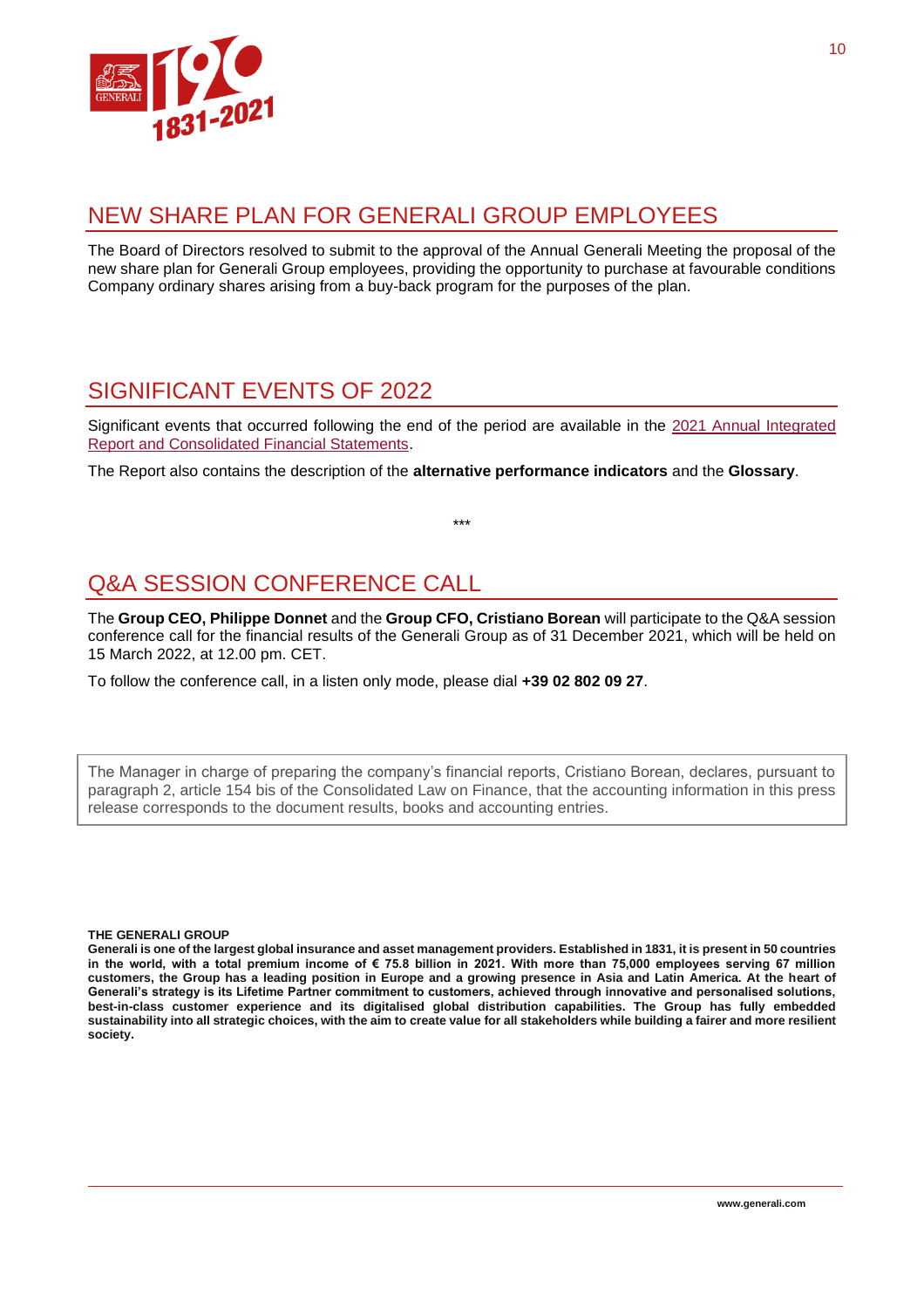## NEW SHARE PLAN FOR GENERALI GROUP EMPLOYEES

The Board of Directors resolved to submit to the approval of the Annual Generali Meeting the proposal of the new share plan for Generali Group employees, providing the opportunity to purchase at favourable conditions Company ordinary shares arising from a buy-back program for the purposes of the plan.

## SIGNIFICANT EVENTS OF 2022

Significant events that occurred following the end of the period are available in the 2021 Annual Integrated Report and Consolidated Financial Statements.

The Report also contains the description of the **alternative performance indicators** and the **Glossary**.

***

## Q&A SESSION CONFERENCE CALL

The **Group CEO, Philippe Donnet** and the **Group CFO, Cristiano Borean** will participate to the Q&A session conference call for the financial results of the Generali Group as of 31 December 2021, which will be held on 15 March 2022, at 12.00 pm. CET.

To follow the conference call, in a listen only mode, please dial **+39 02 802 09 27**.

The Manager in charge of preparing the company's financial reports, Cristiano Borean, declares, pursuant to paragraph 2, article 154 bis of the Consolidated Law on Finance, that the accounting information in this press release corresponds to the document results, books and accounting entries.

**THE GENERALI GROUP**

**Generali is one of the largest global insurance and asset management providers. Established in 1831, it is present in 50 countries in the world, with a total premium income of € 75.8 billion in 2021. With more than 75,000 employees serving 67 million customers, the Group has a leading position in Europe and a growing presence in Asia and Latin America. At the heart of Generali's strategy is its Lifetime Partner commitment to customers, achieved through innovative and personalised solutions, best-in-class customer experience and its digitalised global distribution capabilities. The Group has fully embedded sustainability into all strategic choices, with the aim to create value for all stakeholders while building a fairer and more resilient society.**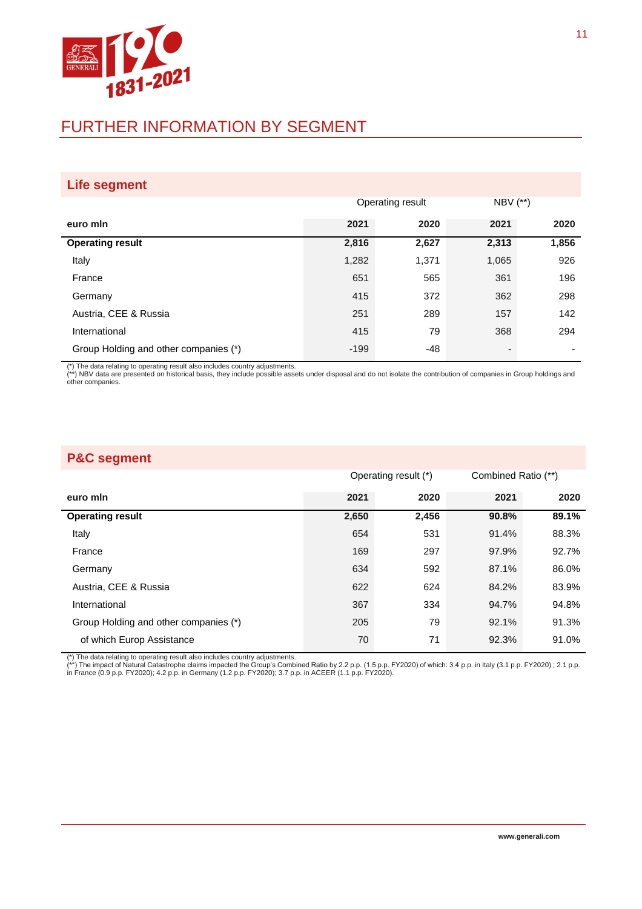# FURTHER INFORMATION BY SEGMENT

## Life segment

| euro mln | Operating result | | NBV (**) | |
|---|---|---|---|---|
| | **2021** | **2020** | **2021** | **2020** |
| **Operating result** | **2,816** | **2,627** | **2,313** | **1,856** |
| Italy | 1,282 | 1,371 | 1,065 | 926 |
| France | 651 | 565 | 361 | 196 |
| Germany | 415 | 372 | 362 | 298 |
| Austria, CEE & Russia | 251 | 289 | 157 | 142 |
| International | 415 | 79 | 368 | 294 |
| Group Holding and other companies (*) | -199 | -48 | - | - |

(*) The data relating to operating result also includes country adjustments.
(**) NBV data are presented on historical basis, they include possible assets under disposal and do not isolate the contribution of companies in Group holdings and other companies.

## P&C segment

| euro mln | Operating result (*) | | Combined Ratio (**) | |
|---|---|---|---|---|
| | **2021** | **2020** | **2021** | **2020** |
| **Operating result** | **2,650** | **2,456** | **90.8%** | **89.1%** |
| Italy | 654 | 531 | 91.4% | 88.3% |
| France | 169 | 297 | 97.9% | 92.7% |
| Germany | 634 | 592 | 87.1% | 86.0% |
| Austria, CEE & Russia | 622 | 624 | 84.2% | 83.9% |
| International | 367 | 334 | 94.7% | 94.8% |
| Group Holding and other companies (*) | 205 | 79 | 92.1% | 91.3% |
| of which Europ Assistance | 70 | 71 | 92.3% | 91.0% |

(*) The data relating to operating result also includes country adjustments.
(**) The impact of Natural Catastrophe claims impacted the Group's Combined Ratio by 2.2 p.p. (1.5 p.p. FY2020) of which: 3.4 p.p. in Italy (3.1 p.p. FY2020) ; 2.1 p.p. in France (0.9 p.p. FY2020); 4.2 p.p. in Germany (1.2 p.p. FY2020); 3.7 p.p. in ACEER (1.1 p.p. FY2020).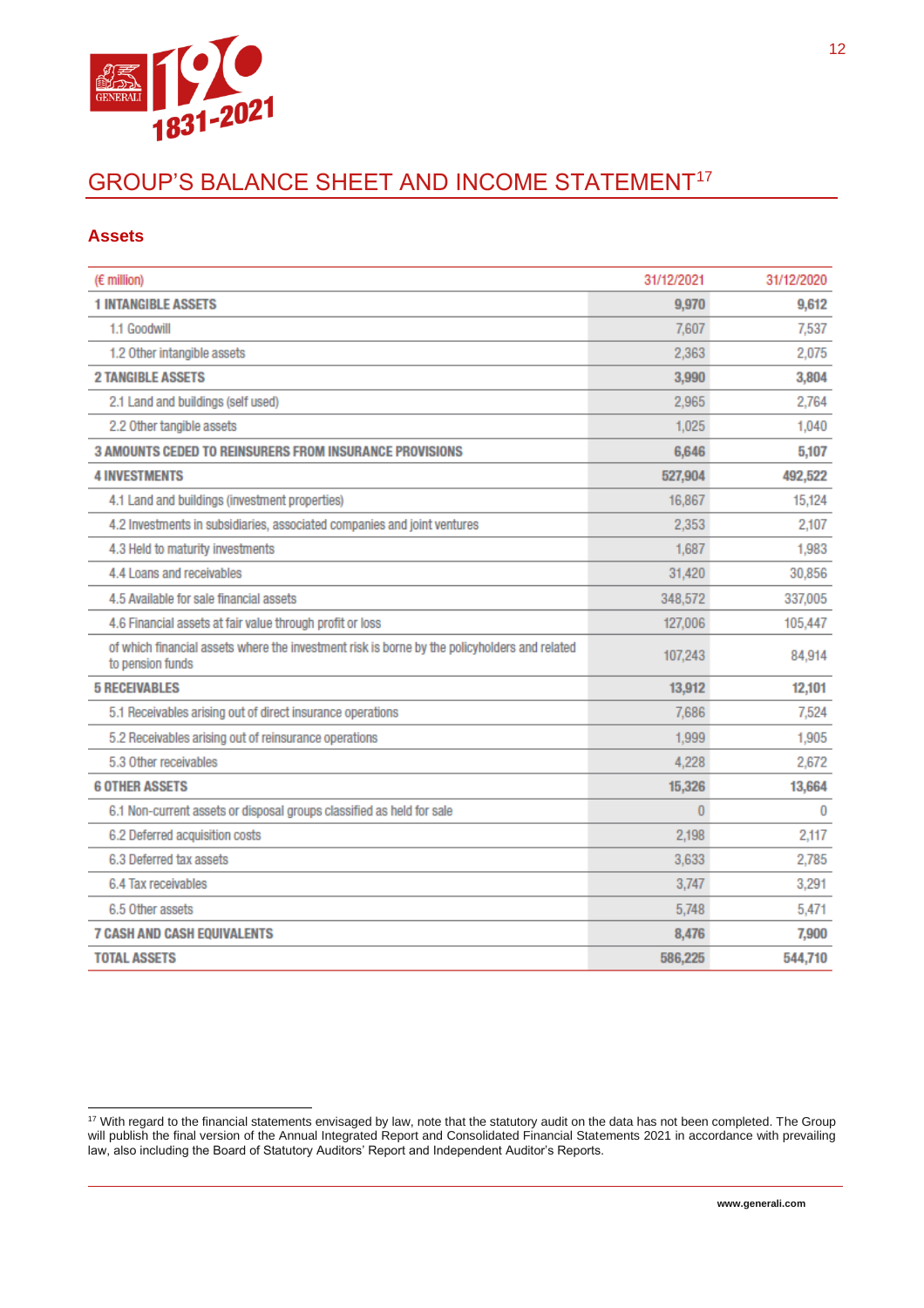# GROUP'S BALANCE SHEET AND INCOME STATEMENT[17]

## Assets

| (€ million) | 31/12/2021 | 31/12/2020 |
|---|---|---|
| **1 INTANGIBLE ASSETS** | **9,970** | **9,612** |
| 1.1 Goodwill | 7,607 | 7,537 |
| 1.2 Other intangible assets | 2,363 | 2,075 |
| **2 TANGIBLE ASSETS** | **3,990** | **3,804** |
| 2.1 Land and buildings (self used) | 2,965 | 2,764 |
| 2.2 Other tangible assets | 1,025 | 1,040 |
| **3 AMOUNTS CEDED TO REINSURERS FROM INSURANCE PROVISIONS** | **6,646** | **5,107** |
| **4 INVESTMENTS** | **527,904** | **492,522** |
| 4.1 Land and buildings (investment properties) | 16,867 | 15,124 |
| 4.2 Investments in subsidiaries, associated companies and joint ventures | 2,353 | 2,107 |
| 4.3 Held to maturity investments | 1,687 | 1,983 |
| 4.4 Loans and receivables | 31,420 | 30,856 |
| 4.5 Available for sale financial assets | 348,572 | 337,005 |
| 4.6 Financial assets at fair value through profit or loss | 127,006 | 105,447 |
| of which financial assets where the investment risk is borne by the policyholders and related to pension funds | 107,243 | 84,914 |
| **5 RECEIVABLES** | **13,912** | **12,101** |
| 5.1 Receivables arising out of direct insurance operations | 7,686 | 7,524 |
| 5.2 Receivables arising out of reinsurance operations | 1,999 | 1,905 |
| 5.3 Other receivables | 4,228 | 2,672 |
| **6 OTHER ASSETS** | **15,326** | **13,664** |
| 6.1 Non-current assets or disposal groups classified as held for sale | 0 | 0 |
| 6.2 Deferred acquisition costs | 2,198 | 2,117 |
| 6.3 Deferred tax assets | 3,633 | 2,785 |
| 6.4 Tax receivables | 3,747 | 3,291 |
| 6.5 Other assets | 5,748 | 5,471 |
| **7 CASH AND CASH EQUIVALENTS** | **8,476** | **7,900** |
| **TOTAL ASSETS** | **586,225** | **544,710** |

[17] With regard to the financial statements envisaged by law, note that the statutory audit on the data has not been completed. The Group will publish the final version of the Annual Integrated Report and Consolidated Financial Statements 2021 in accordance with prevailing law, also including the Board of Statutory Auditors' Report and Independent Auditor's Reports.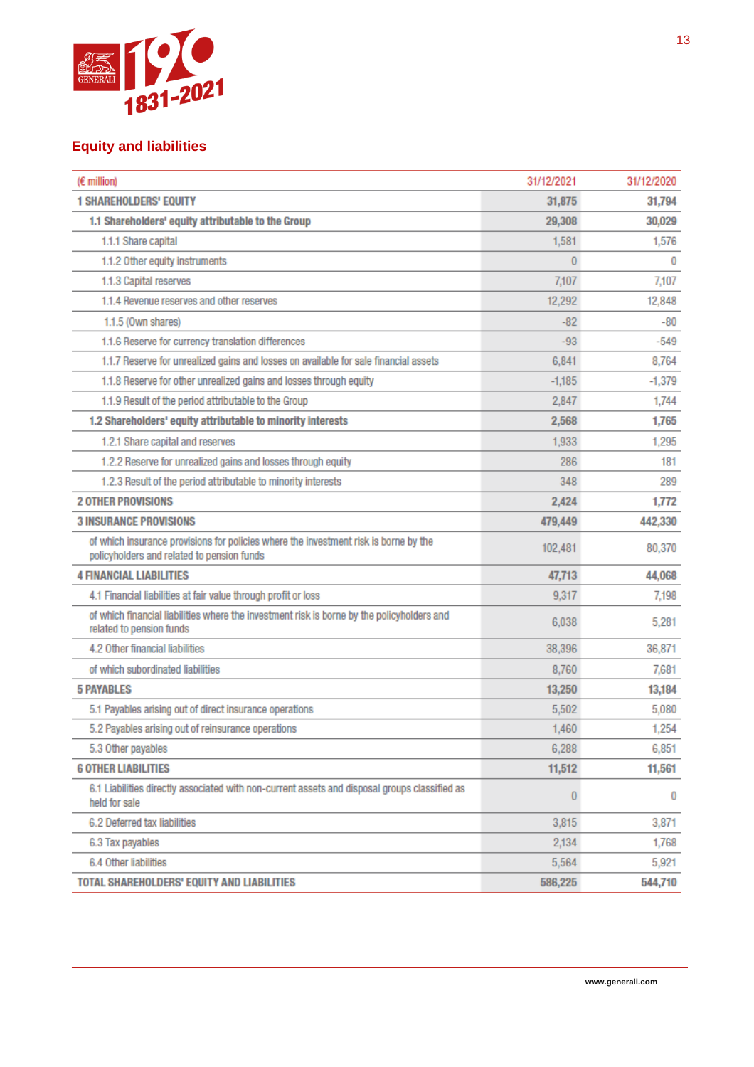## Equity and liabilities

| (€ million) | 31/12/2021 | 31/12/2020 |
|---|---|---|
| **1 SHAREHOLDERS' EQUITY** | **31,875** | **31,794** |
| **1.1 Shareholders' equity attributable to the Group** | **29,308** | **30,029** |
| 1.1.1 Share capital | 1,581 | 1,576 |
| 1.1.2 Other equity instruments | 0 | 0 |
| 1.1.3 Capital reserves | 7,107 | 7,107 |
| 1.1.4 Revenue reserves and other reserves | 12,292 | 12,848 |
| 1.1.5 (Own shares) | -82 | -80 |
| 1.1.6 Reserve for currency translation differences | -93 | -549 |
| 1.1.7 Reserve for unrealized gains and losses on available for sale financial assets | 6,841 | 8,764 |
| 1.1.8 Reserve for other unrealized gains and losses through equity | -1,185 | -1,379 |
| 1.1.9 Result of the period attributable to the Group | 2,847 | 1,744 |
| **1.2 Shareholders' equity attributable to minority interests** | **2,568** | **1,765** |
| 1.2.1 Share capital and reserves | 1,933 | 1,295 |
| 1.2.2 Reserve for unrealized gains and losses through equity | 286 | 181 |
| 1.2.3 Result of the period attributable to minority interests | 348 | 289 |
| **2 OTHER PROVISIONS** | **2,424** | **1,772** |
| **3 INSURANCE PROVISIONS** | **479,449** | **442,330** |
| of which insurance provisions for policies where the investment risk is borne by the policyholders and related to pension funds | 102,481 | 80,370 |
| **4 FINANCIAL LIABILITIES** | **47,713** | **44,068** |
| 4.1 Financial liabilities at fair value through profit or loss | 9,317 | 7,198 |
| of which financial liabilities where the investment risk is borne by the policyholders and related to pension funds | 6,038 | 5,281 |
| 4.2 Other financial liabilities | 38,396 | 36,871 |
| of which subordinated liabilities | 8,760 | 7,681 |
| **5 PAYABLES** | **13,250** | **13,184** |
| 5.1 Payables arising out of direct insurance operations | 5,502 | 5,080 |
| 5.2 Payables arising out of reinsurance operations | 1,460 | 1,254 |
| 5.3 Other payables | 6,288 | 6,851 |
| **6 OTHER LIABILITIES** | **11,512** | **11,561** |
| 6.1 Liabilities directly associated with non-current assets and disposal groups classified as held for sale | 0 | 0 |
| 6.2 Deferred tax liabilities | 3,815 | 3,871 |
| 6.3 Tax payables | 2,134 | 1,768 |
| 6.4 Other liabilities | 5,564 | 5,921 |
| **TOTAL SHAREHOLDERS' EQUITY AND LIABILITIES** | **586,225** | **544,710** |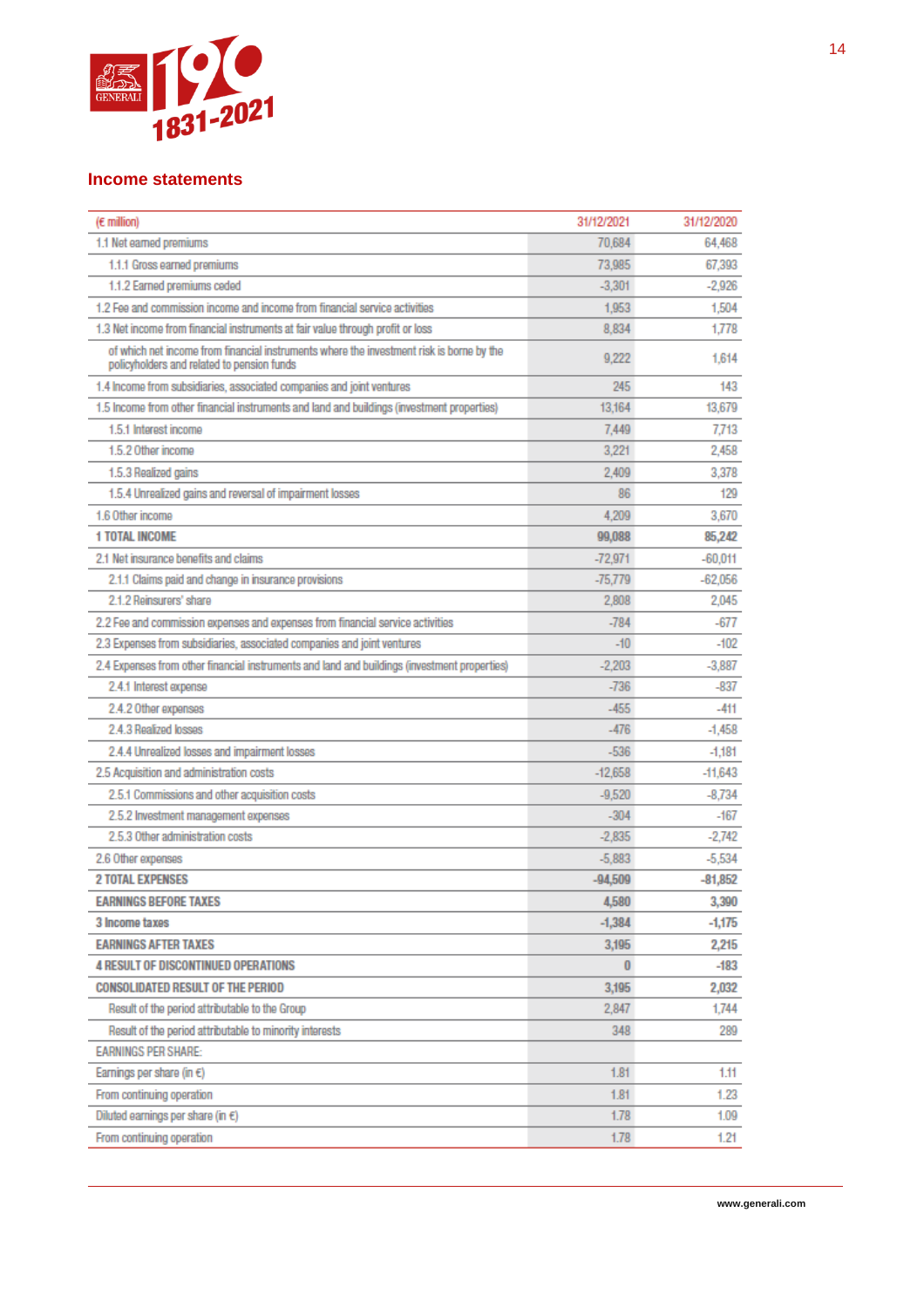## Income statements

| (€ million) | 31/12/2021 | 31/12/2020 |
|---|---|---|
| 1.1 Net earned premiums | 70,684 | 64,468 |
| 1.1.1 Gross earned premiums | 73,985 | 67,393 |
| 1.1.2 Earned premiums ceded | -3,301 | -2,926 |
| 1.2 Fee and commission income and income from financial service activities | 1,953 | 1,504 |
| 1.3 Net income from financial instruments at fair value through profit or loss | 8,834 | 1,778 |
| of which net income from financial instruments where the investment risk is borne by the policyholders and related to pension funds | 9,222 | 1,614 |
| 1.4 Income from subsidiaries, associated companies and joint ventures | 245 | 143 |
| 1.5 Income from other financial instruments and land and buildings (investment properties) | 13,164 | 13,679 |
| 1.5.1 Interest income | 7,449 | 7,713 |
| 1.5.2 Other income | 3,221 | 2,458 |
| 1.5.3 Realized gains | 2,409 | 3,378 |
| 1.5.4 Unrealized gains and reversal of impairment losses | 86 | 129 |
| 1.6 Other income | 4,209 | 3,670 |
| **1 TOTAL INCOME** | **99,088** | **85,242** |
| 2.1 Net insurance benefits and claims | -72,971 | -60,011 |
| 2.1.1 Claims paid and change in insurance provisions | -75,779 | -62,056 |
| 2.1.2 Reinsurers' share | 2,808 | 2,045 |
| 2.2 Fee and commission expenses and expenses from financial service activities | -784 | -677 |
| 2.3 Expenses from subsidiaries, associated companies and joint ventures | -10 | -102 |
| 2.4 Expenses from other financial instruments and land and buildings (investment properties) | -2,203 | -3,887 |
| 2.4.1 Interest expense | -736 | -837 |
| 2.4.2 Other expenses | -455 | -411 |
| 2.4.3 Realized losses | -476 | -1,458 |
| 2.4.4 Unrealized losses and impairment losses | -536 | -1,181 |
| 2.5 Acquisition and administration costs | -12,658 | -11,643 |
| 2.5.1 Commissions and other acquisition costs | -9,520 | -8,734 |
| 2.5.2 Investment management expenses | -304 | -167 |
| 2.5.3 Other administration costs | -2,835 | -2,742 |
| 2.6 Other expenses | -5,883 | -5,534 |
| **2 TOTAL EXPENSES** | **-94,509** | **-81,852** |
| **EARNINGS BEFORE TAXES** | **4,580** | **3,390** |
| **3 Income taxes** | **-1,384** | **-1,175** |
| **EARNINGS AFTER TAXES** | **3,195** | **2,215** |
| **4 RESULT OF DISCONTINUED OPERATIONS** | **0** | **-183** |
| **CONSOLIDATED RESULT OF THE PERIOD** | **3,195** | **2,032** |
| Result of the period attributable to the Group | 2,847 | 1,744 |
| Result of the period attributable to minority interests | 348 | 289 |
| EARNINGS PER SHARE: | | |
| Earnings per share (in €) | 1.81 | 1.11 |
| From continuing operation | 1.81 | 1.23 |
| Diluted earnings per share (in €) | 1.78 | 1.09 |
| From continuing operation | 1.78 | 1.21 |

www.generali.com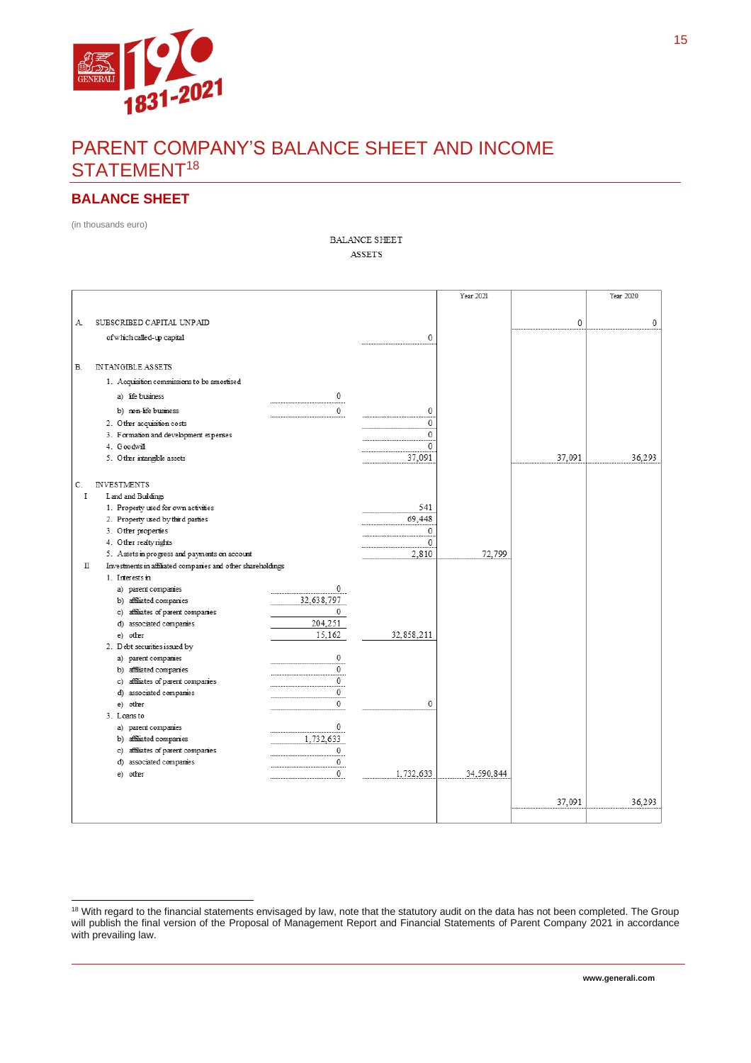# PARENT COMPANY'S BALANCE SHEET AND INCOME STATEMENT[18]

## BALANCE SHEET

(in thousands euro)

BALANCE SHEET

ASSETS

| | | | | Year 2021 | | Year 2020 |
|---|---|---|---|---|---|---|
| A. | SUBSCRIBED CAPITAL UNPAID | | | | 0 | 0 |
| | of which called-up capital | | 0 | | | |
| B. | INTANGIBLE ASSETS | | | | | |
| | 1. Acquisition commissions to be amortised | | | | | |
| | a) life business | 0 | | | | |
| | b) non-life business | 0 | 0 | | | |
| | 2. Other acquisition costs | | 0 | | | |
| | 3. Formation and development expenses | | 0 | | | |
| | 4. Goodwill | | 0 | | | |
| | 5. Other intangible assets | | 37,091 | | 37,091 | 36,293 |
| C. | INVESTMENTS | | | | | |
| I | Land and Buildings | | | | | |
| | 1. Property used for own activities | | 541 | | | |
| | 2. Property used by third parties | | 69,448 | | | |
| | 3. Other properties | | 0 | | | |
| | 4. Other realty rights | | 0 | | | |
| | 5. Assets in progress and payments on account | | 2,810 | 72,799 | | |
| II | Investments in affiliated companies and other shareholdings | | | | | |
| | 1. Interests in | | | | | |
| | a) parent companies | 0 | | | | |
| | b) affiliated companies | 32,638,797 | | | | |
| | c) affiliates of parent companies | 0 | | | | |
| | d) associated companies | 204,251 | | | | |
| | e) other | 15,162 | 32,858,211 | | | |
| | 2. Debt securities issued by | | | | | |
| | a) parent companies | 0 | | | | |
| | b) affiliated companies | 0 | | | | |
| | c) affiliates of parent companies | 0 | | | | |
| | d) associated companies | 0 | | | | |
| | e) other | 0 | 0 | | | |
| | 3. Loans to | | | | | |
| | a) parent companies | 0 | | | | |
| | b) affiliated companies | 1,732,633 | | | | |
| | c) affiliates of parent companies | 0 | | | | |
| | d) associated companies | 0 | | | | |
| | e) other | 0 | 1,732,633 | 34,590,844 | | |
| | | | | | 37,091 | 36,293 |

[18] With regard to the financial statements envisaged by law, note that the statutory audit on the data has not been completed. The Group will publish the final version of the Proposal of Management Report and Financial Statements of Parent Company 2021 in accordance with prevailing law.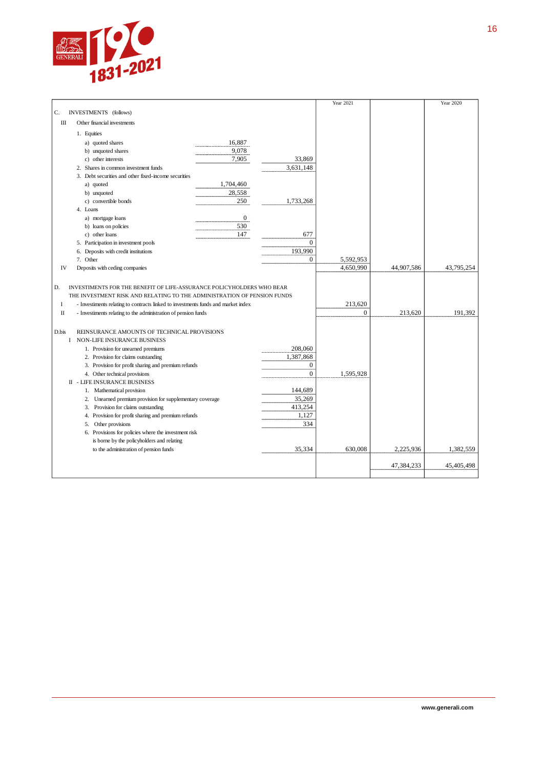| | | | Year 2021 | | Year 2020 |
|---|---|---|---|---|---|
| C. INVESTMENTS (follows) | | | | | |
| III Other financial investments | | | | | |
| 1. Equities | | | | | |
| a) quoted shares | 16,887 | | | | |
| b) unquoted shares | 9,078 | | | | |
| c) other interests | 7,905 | 33,869 | | | |
| 2. Shares in common investment funds | | 3,631,148 | | | |
| 3. Debt securities and other fixed-income securities | | | | | |
| a) quoted | 1,704,460 | | | | |
| b) unquoted | 28,558 | | | | |
| c) convertible bonds | 250 | 1,733,268 | | | |
| 4. Loans | | | | | |
| a) mortgage loans | 0 | | | | |
| b) loans on policies | 530 | | | | |
| c) other loans | 147 | 677 | | | |
| 5. Participation in investment pools | | 0 | | | |
| 6. Deposits with credit institutions | | 193,990 | | | |
| 7. Other | | 0 | 5,592,953 | | |
| IV Deposits with ceding companies | | | 4,650,990 | 44,907,586 | 43,795,254 |
| D. INVESTMENTS FOR THE BENEFIT OF LIFE-ASSURANCE POLICYHOLDERS WHO BEAR THE INVESTMENT RISK AND RELATING TO THE ADMINISTRATION OF PENSION FUNDS | | | | | |
| I - Investments relating to contracts linked to investments funds and market index | | | 213,620 | | |
| II - Investments relating to the administration of pension funds | | | 0 | 213,620 | 191,392 |
| D.bis REINSURANCE AMOUNTS OF TECHNICAL PROVISIONS | | | | | |
| I NON-LIFE INSURANCE BUSINESS | | | | | |
| 1. Provision for unearned premiums | | 208,060 | | | |
| 2. Provision for claims outstanding | | 1,387,868 | | | |
| 3. Provision for profit sharing and premium refunds | | 0 | | | |
| 4. Other technical provisions | | 0 | 1,595,928 | | |
| II - LIFE INSURANCE BUSINESS | | | | | |
| 1. Mathematical provision | | 144,689 | | | |
| 2. Unearned premium provision for supplementary coverage | | 35,269 | | | |
| 3. Provision for claims outstanding | | 413,254 | | | |
| 4. Provision for profit sharing and premium refunds | | 1,127 | | | |
| 5. Other provisions | | 334 | | | |
| 6. Provisions for policies where the investment risk is borne by the policyholders and relating to the administration of pension funds | | 35,334 | 630,008 | 2,225,936 | 1,382,559 |
| | | | | 47,384,233 | 45,405,498 |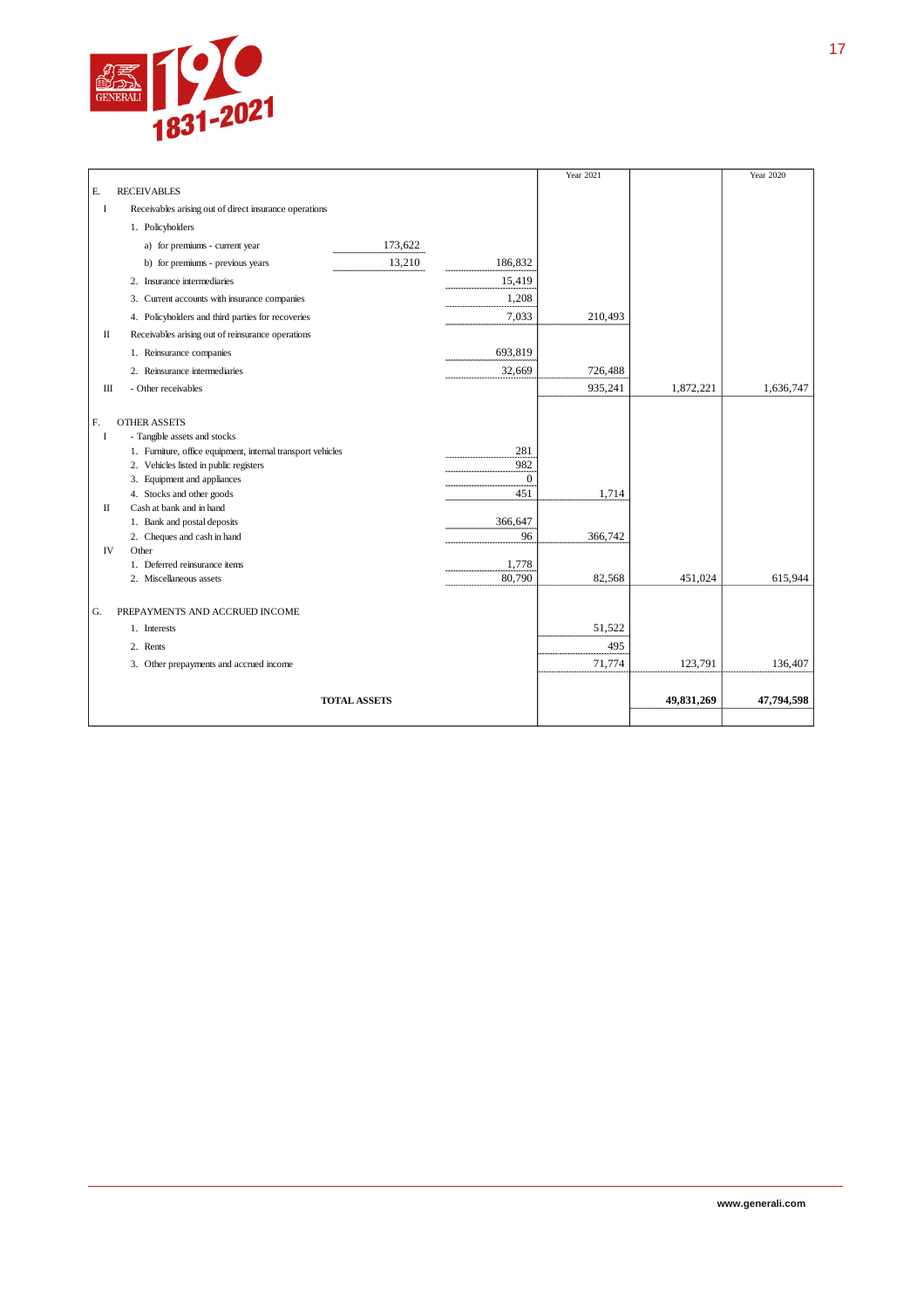| | | | | Year 2021 | | Year 2020 |
|---|---|---|---|---|---|---|
| E. | RECEIVABLES | | | | | |
| I | Receivables arising out of direct insurance operations | | | | | |
| | 1. Policyholders | | | | | |
| | a) for premiums - current year | 173,622 | | | | |
| | b) for premiums - previous years | 13,210 | 186,832 | | | |
| | 2. Insurance intermediaries | | 15,419 | | | |
| | 3. Current accounts with insurance companies | | 1,208 | | | |
| | 4. Policyholders and third parties for recoveries | | 7,033 | 210,493 | | |
| II | Receivables arising out of reinsurance operations | | | | | |
| | 1. Reinsurance companies | | 693,819 | | | |
| | 2. Reinsurance intermediaries | | 32,669 | 726,488 | | |
| III | - Other receivables | | | 935,241 | 1,872,221 | 1,636,747 |
| F. | OTHER ASSETS | | | | | |
| I | - Tangible assets and stocks | | | | | |
| | 1. Furniture, office equipment, internal transport vehicles | | 281 | | | |
| | 2. Vehicles listed in public registers | | 982 | | | |
| | 3. Equipment and appliances | | 0 | | | |
| | 4. Stocks and other goods | | 451 | 1,714 | | |
| II | Cash at bank and in hand | | | | | |
| | 1. Bank and postal deposits | | 366,647 | | | |
| | 2. Cheques and cash in hand | | 96 | 366,742 | | |
| IV | Other | | | | | |
| | 1. Deferred reinsurance items | | 1,778 | | | |
| | 2. Miscellaneous assets | | 80,790 | 82,568 | 451,024 | 615,944 |
| G. | PREPAYMENTS AND ACCRUED INCOME | | | | | |
| | 1. Interests | | | 51,522 | | |
| | 2. Rents | | | 495 | | |
| | 3. Other prepayments and accrued income | | | 71,774 | 123,791 | 136,407 |
| | **TOTAL ASSETS** | | | | **49,831,269** | **47,794,598** |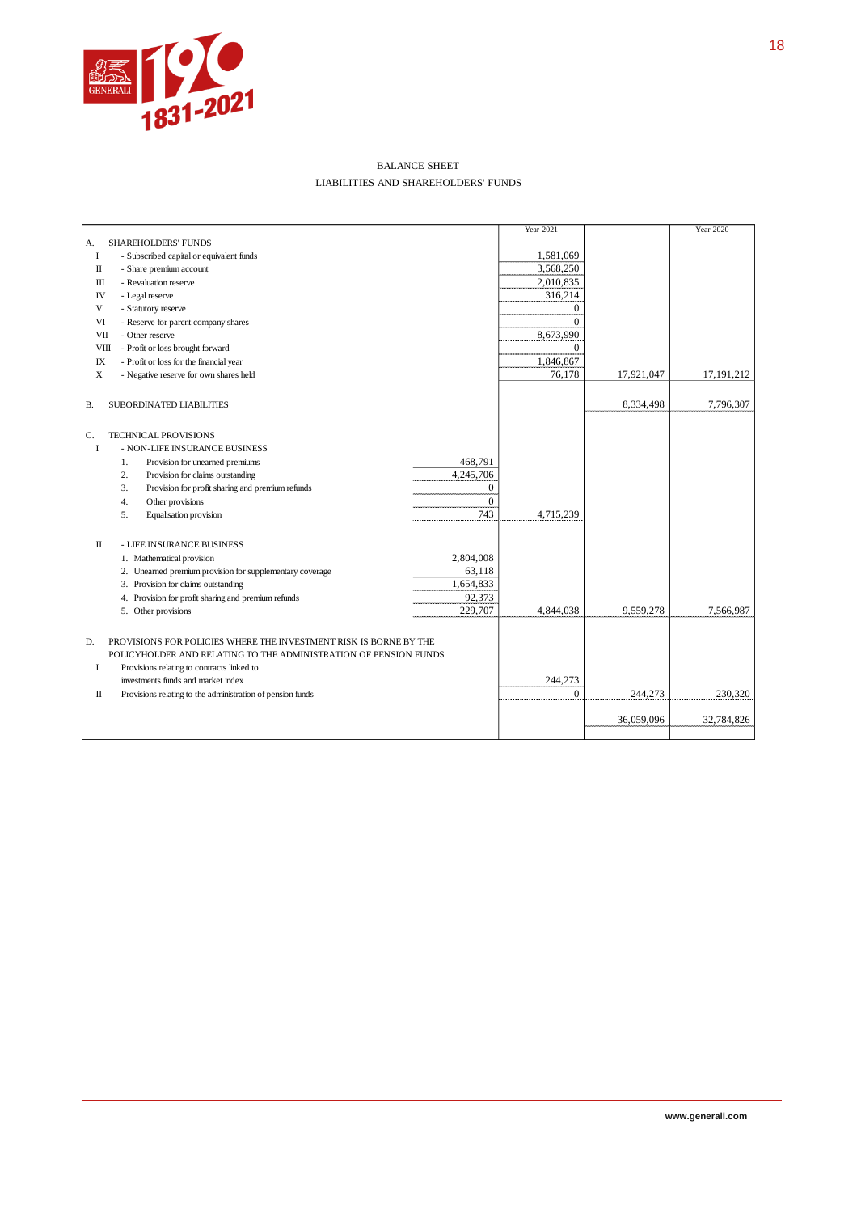BALANCE SHEET

LIABILITIES AND SHAREHOLDERS' FUNDS

| | | | Year 2021 | | Year 2020 |
|---|---|---|---|---|---|
| A. | SHAREHOLDERS' FUNDS | | | | |
| I | - Subscribed capital or equivalent funds | | 1,581,069 | | |
| II | - Share premium account | | 3,568,250 | | |
| III | - Revaluation reserve | | 2,010,835 | | |
| IV | - Legal reserve | | 316,214 | | |
| V | - Statutory reserve | | 0 | | |
| VI | - Reserve for parent company shares | | 0 | | |
| VII | - Other reserve | | 8,673,990 | | |
| VIII | - Profit or loss brought forward | | 0 | | |
| IX | - Profit or loss for the financial year | | 1,846,867 | | |
| X | - Negative reserve for own shares held | | 76,178 | 17,921,047 | 17,191,212 |
| B. | SUBORDINATED LIABILITIES | | | 8,334,498 | 7,796,307 |
| C. | TECHNICAL PROVISIONS | | | | |
| I | - NON-LIFE INSURANCE BUSINESS | | | | |
| | 1. Provision for unearned premiums | 468,791 | | | |
| | 2. Provision for claims outstanding | 4,245,706 | | | |
| | 3. Provision for profit sharing and premium refunds | 0 | | | |
| | 4. Other provisions | 0 | | | |
| | 5. Equalisation provision | 743 | 4,715,239 | | |
| II | - LIFE INSURANCE BUSINESS | | | | |
| | 1. Mathematical provision | 2,804,008 | | | |
| | 2. Unearned premium provision for supplementary coverage | 63,118 | | | |
| | 3. Provision for claims outstanding | 1,654,833 | | | |
| | 4. Provision for profit sharing and premium refunds | 92,373 | | | |
| | 5. Other provisions | 229,707 | 4,844,038 | 9,559,278 | 7,566,987 |
| D. | PROVISIONS FOR POLICIES WHERE THE INVESTMENT RISK IS BORNE BY THE POLICYHOLDER AND RELATING TO THE ADMINISTRATION OF PENSION FUNDS | | | | |
| I | Provisions relating to contracts linked to investments funds and market index | | 244,273 | | |
| II | Provisions relating to the administration of pension funds | | 0 | 244,273 | 230,320 |
| | | | | 36,059,096 | 32,784,826 |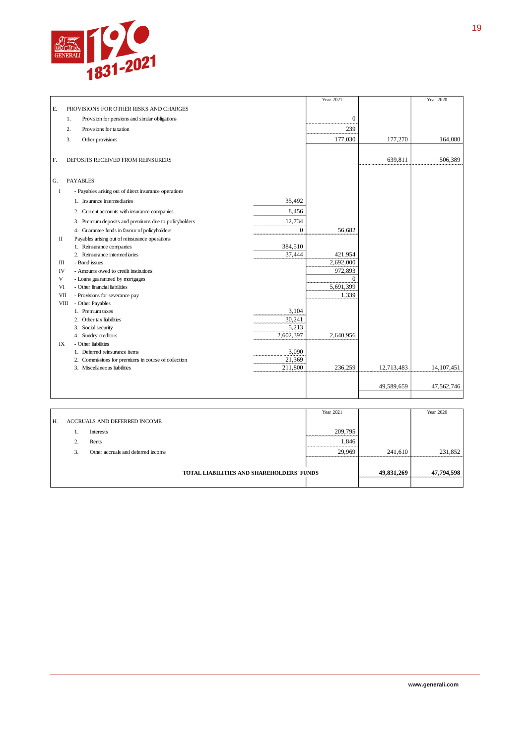| | | | Year 2021 | | Year 2020 |
|---|---|---|---|---|---|
| E. | PROVISIONS FOR OTHER RISKS AND CHARGES | | | | |
| | 1. Provision for pensions and similar obligations | | 0 | | |
| | 2. Provisions for taxation | | 239 | | |
| | 3. Other provisions | | 177,030 | 177,270 | 164,080 |
| F. | DEPOSITS RECEIVED FROM REINSURERS | | | 639,811 | 506,389 |
| G. | PAYABLES | | | | |
| I | - Payables arising out of direct insurance operations | | | | |
| | 1. Insurance intermediaries | 35,492 | | | |
| | 2. Current accounts with insurance companies | 8,456 | | | |
| | 3. Premium deposits and premiums due to policyholders | 12,734 | | | |
| | 4. Guarantee funds in favour of policyholders | 0 | 56,682 | | |
| II | Payables arising out of reinsurance operations | | | | |
| | 1. Reinsurance companies | 384,510 | | | |
| | 2. Reinsurance intermediaries | 37,444 | 421,954 | | |
| III | - Bond issues | | 2,692,000 | | |
| IV | - Amounts owed to credit institutions | | 972,893 | | |
| V | - Loans guaranteed by mortgages | | 0 | | |
| VI | - Other financial liabilities | | 5,691,399 | | |
| VII | - Provisions for severance pay | | 1,339 | | |
| VIII | - Other Payables | | | | |
| | 1. Premium taxes | 3,104 | | | |
| | 2. Other tax liabilities | 30,241 | | | |
| | 3. Social security | 5,213 | | | |
| | 4. Sundry creditors | 2,602,397 | 2,640,956 | | |
| IX | - Other liabilities | | | | |
| | 1. Deferred reinsurance items | 3,090 | | | |
| | 2. Commissions for premiums in course of collection | 21,369 | | | |
| | 3. Miscellaneous liabilities | 211,800 | 236,259 | 12,713,483 | 14,107,451 |
| | | | | 49,589,659 | 47,562,746 |

| | | Year 2021 | | Year 2020 |
|---|---|---|---|---|
| H. | ACCRUALS AND DEFERRED INCOME | | | |
| | 1. Interests | 209,795 | | |
| | 2. Rents | 1,846 | | |
| | 3. Other accruals and deferred income | 29,969 | 241,610 | 231,852 |
| | **TOTAL LIABILITIES AND SHAREHOLDERS' FUNDS** | | **49,831,269** | **47,794,598** |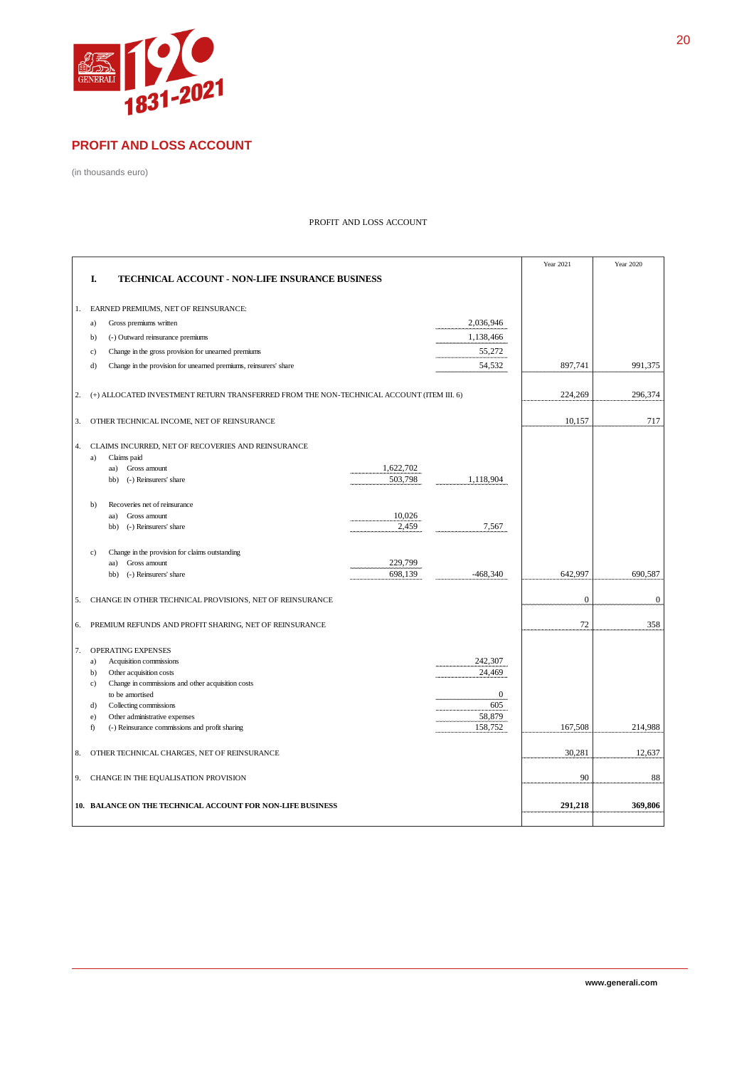## PROFIT AND LOSS ACCOUNT

(in thousands euro)

PROFIT AND LOSS ACCOUNT

| | | | | Year 2021 | Year 2020 |
|---|---|---|---|---|---|
| **I.** | **TECHNICAL ACCOUNT - NON-LIFE INSURANCE BUSINESS** | | | | |
| 1. | EARNED PREMIUMS, NET OF REINSURANCE: | | | | |
| | a) Gross premiums written | | 2,036,946 | | |
| | b) (-) Outward reinsurance premiums | | 1,138,466 | | |
| | c) Change in the gross provision for unearned premiums | | 55,272 | | |
| | d) Change in the provision for unearned premiums, reinsurers' share | | 54,532 | 897,741 | 991,375 |
| 2. | (+) ALLOCATED INVESTMENT RETURN TRANSFERRED FROM THE NON-TECHNICAL ACCOUNT (ITEM III. 6) | | | 224,269 | 296,374 |
| 3. | OTHER TECHNICAL INCOME, NET OF REINSURANCE | | | 10,157 | 717 |
| 4. | CLAIMS INCURRED, NET OF RECOVERIES AND REINSURANCE | | | | |
| | a) Claims paid | | | | |
| | aa) Gross amount | 1,622,702 | | | |
| | bb) (-) Reinsurers' share | 503,798 | 1,118,904 | | |
| | b) Recoveries net of reinsurance | | | | |
| | aa) Gross amount | 10,026 | | | |
| | bb) (-) Reinsurers' share | 2,459 | 7,567 | | |
| | c) Change in the provision for claims outstanding | | | | |
| | aa) Gross amount | 229,799 | | | |
| | bb) (-) Reinsurers' share | 698,139 | -468,340 | 642,997 | 690,587 |
| 5. | CHANGE IN OTHER TECHNICAL PROVISIONS, NET OF REINSURANCE | | | 0 | 0 |
| 6. | PREMIUM REFUNDS AND PROFIT SHARING, NET OF REINSURANCE | | | 72 | 358 |
| 7. | OPERATING EXPENSES | | | | |
| | a) Acquisition commissions | | 242,307 | | |
| | b) Other acquisition costs | | 24,469 | | |
| | c) Change in commissions and other acquisition costs to be amortised | | 0 | | |
| | d) Collecting commissions | | 605 | | |
| | e) Other administrative expenses | | 58,879 | | |
| | f) (-) Reinsurance commissions and profit sharing | | 158,752 | 167,508 | 214,988 |
| 8. | OTHER TECHNICAL CHARGES, NET OF REINSURANCE | | | 30,281 | 12,637 |
| 9. | CHANGE IN THE EQUALISATION PROVISION | | | 90 | 88 |
| **10.** | **BALANCE ON THE TECHNICAL ACCOUNT FOR NON-LIFE BUSINESS** | | | **291,218** | **369,806** |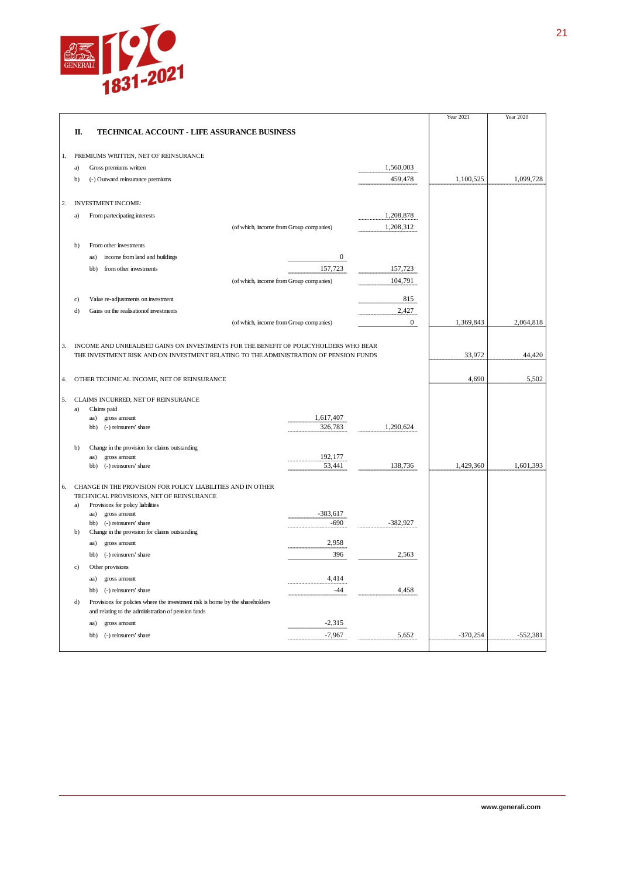| | | | Year 2021 | Year 2020 |
|---|---|---|---|---|
| **II. TECHNICAL ACCOUNT - LIFE ASSURANCE BUSINESS** | | | | |
| 1. PREMIUMS WRITTEN, NET OF REINSURANCE | | | | |
| a) Gross premiums written | | 1,560,003 | | |
| b) (-) Outward reinsurance premiums | | 459,478 | 1,100,525 | 1,099,728 |
| 2. INVESTMENT INCOME: | | | | |
| a) From partecipating interests | | 1,208,878 | | |
| (of which, income from Group companies) | | 1,208,312 | | |
| b) From other investments | | | | |
| aa) income from land and buildings | 0 | | | |
| bb) from other investments | 157,723 | 157,723 | | |
| (of which, income from Group companies) | | 104,791 | | |
| c) Value re-adjustments on investment | | 815 | | |
| d) Gains on the realisationof investments | | 2,427 | | |
| (of which, income from Group companies) | | 0 | 1,369,843 | 2,064,818 |
| 3. INCOME AND UNREALISED GAINS ON INVESTMENTS FOR THE BENEFIT OF POLICYHOLDERS WHO BEAR THE INVESTMENT RISK AND ON INVESTMENT RELATING TO THE ADMINISTRATION OF PENSION FUNDS | | | 33,972 | 44,420 |
| 4. OTHER TECHNICAL INCOME, NET OF REINSURANCE | | | 4,690 | 5,502 |
| 5. CLAIMS INCURRED, NET OF REINSURANCE | | | | |
| a) Claims paid | | | | |
| aa) gross amount | 1,617,407 | | | |
| bb) (-) reinsurers' share | 326,783 | 1,290,624 | | |
| b) Change in the provision for claims outstanding | | | | |
| aa) gross amount | 192,177 | | | |
| bb) (-) reinsurers' share | 53,441 | 138,736 | 1,429,360 | 1,601,393 |
| 6. CHANGE IN THE PROVISION FOR POLICY LIABILITIES AND IN OTHER TECHNICAL PROVISIONS, NET OF REINSURANCE | | | | |
| a) Provisions for policy liabilities | | | | |
| aa) gross amount | -383,617 | | | |
| bb) (-) reinsurers' share | -690 | -382,927 | | |
| b) Change in the provision for claims outstanding | | | | |
| aa) gross amount | 2,958 | | | |
| bb) (-) reinsurers' share | 396 | 2,563 | | |
| c) Other provisions | | | | |
| aa) gross amount | 4,414 | | | |
| bb) (-) reinsurers' share | -44 | 4,458 | | |
| d) Provisions for policies where the investment risk is borne by the shareholders and relating to the administration of pension funds | | | | |
| aa) gross amount | -2,315 | | | |
| bb) (-) reinsurers' share | -7,967 | 5,652 | -370,254 | -552,381 |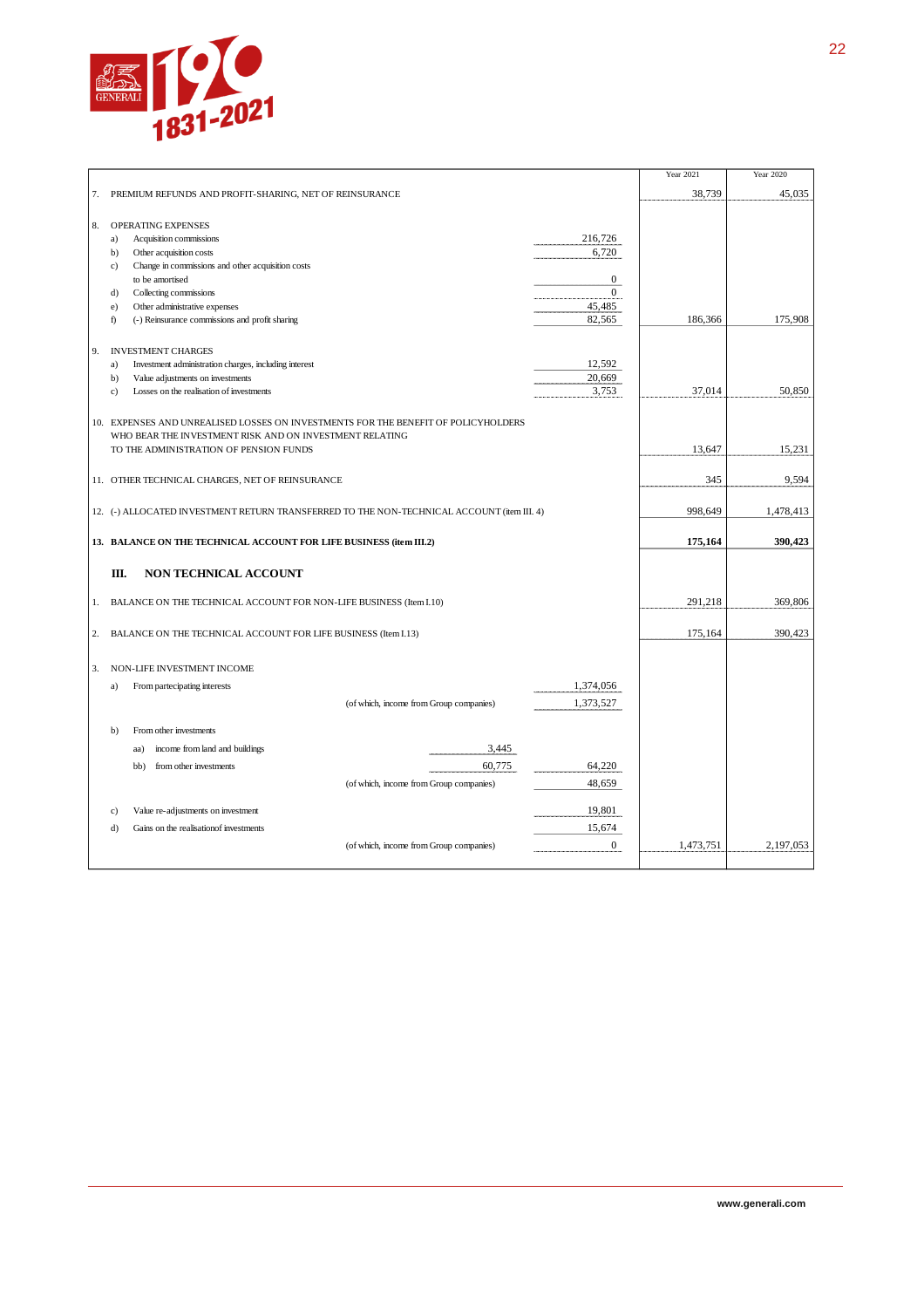| | | | | Year 2021 | Year 2020 |
|---|---|---|---|---|---|
| 7. | PREMIUM REFUNDS AND PROFIT-SHARING, NET OF REINSURANCE | | | 38,739 | 45,035 |
| | | | | | |
| 8. | OPERATING EXPENSES | | | | |
| | a) Acquisition commissions | | 216,726 | | |
| | b) Other acquisition costs | | 6,720 | | |
| | c) Change in commissions and other acquisition costs to be amortised | | 0 | | |
| | d) Collecting commissions | | 0 | | |
| | e) Other administrative expenses | | 45,485 | | |
| | f) (-) Reinsurance commissions and profit sharing | | 82,565 | 186,366 | 175,908 |
| | | | | | |
| 9. | INVESTMENT CHARGES | | | | |
| | a) Investment administration charges, including interest | | 12,592 | | |
| | b) Value adjustments on investments | | 20,669 | | |
| | c) Losses on the realisation of investments | | 3,753 | 37,014 | 50,850 |
| | | | | | |
| 10. | EXPENSES AND UNREALISED LOSSES ON INVESTMENTS FOR THE BENEFIT OF POLICYHOLDERS WHO BEAR THE INVESTMENT RISK AND ON INVESTMENT RELATING TO THE ADMINISTRATION OF PENSION FUNDS | | | 13,647 | 15,231 |
| | | | | | |
| 11. | OTHER TECHNICAL CHARGES, NET OF REINSURANCE | | | 345 | 9,594 |
| | | | | | |
| 12. | (-) ALLOCATED INVESTMENT RETURN TRANSFERRED TO THE NON-TECHNICAL ACCOUNT (item III. 4) | | | 998,649 | 1,478,413 |
| | | | | | |
| **13.** | **BALANCE ON THE TECHNICAL ACCOUNT FOR LIFE BUSINESS (item III.2)** | | | **175,164** | **390,423** |
| | | | | | |
| **III.** | **NON TECHNICAL ACCOUNT** | | | | |
| | | | | | |
| 1. | BALANCE ON THE TECHNICAL ACCOUNT FOR NON-LIFE BUSINESS (Item I.10) | | | 291,218 | 369,806 |
| | | | | | |
| 2. | BALANCE ON THE TECHNICAL ACCOUNT FOR LIFE BUSINESS (Item I.13) | | | 175,164 | 390,423 |
| | | | | | |
| 3. | NON-LIFE INVESTMENT INCOME | | | | |
| | a) From partecipating interests | | 1,374,056 | | |
| | (of which, income from Group companies) | | 1,373,527 | | |
| | b) From other investments | | | | |
| | aa) income from land and buildings | 3,445 | | | |
| | bb) from other investments | 60,775 | 64,220 | | |
| | (of which, income from Group companies) | | 48,659 | | |
| | c) Value re-adjustments on investment | | 19,801 | | |
| | d) Gains on the realisationof investments | | 15,674 | | |
| | (of which, income from Group companies) | | 0 | 1,473,751 | 2,197,053 |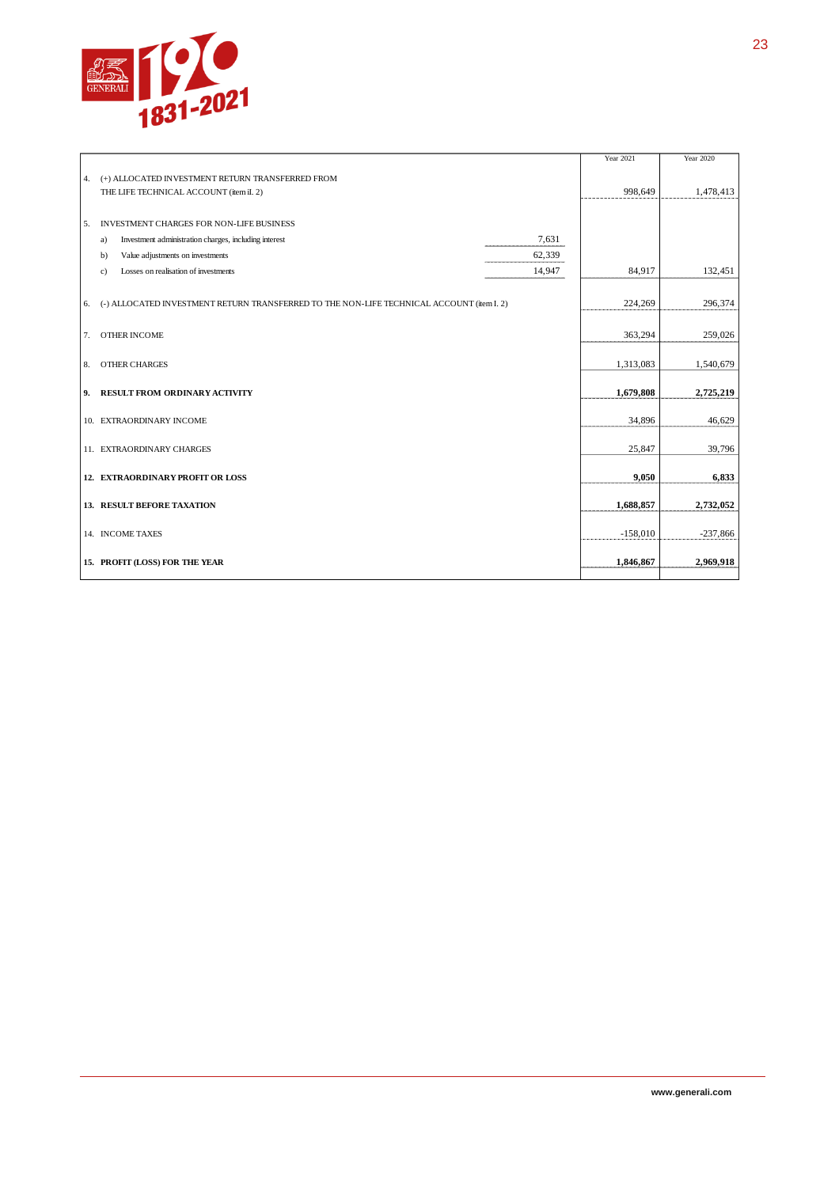| | | Year 2021 | Year 2020 |
|---|---|---|---|
| 4. (+) ALLOCATED INVESTMENT RETURN TRANSFERRED FROM THE LIFE TECHNICAL ACCOUNT (item il. 2) | | 998,649 | 1,478,413 |
| 5. INVESTMENT CHARGES FOR NON-LIFE BUSINESS | | | |
| a) Investment administration charges, including interest | 7,631 | | |
| b) Value adjustments on investments | 62,339 | | |
| c) Losses on realisation of investments | 14,947 | 84,917 | 132,451 |
| 6. (-) ALLOCATED INVESTMENT RETURN TRANSFERRED TO THE NON-LIFE TECHNICAL ACCOUNT (item I. 2) | | 224,269 | 296,374 |
| 7. OTHER INCOME | | 363,294 | 259,026 |
| 8. OTHER CHARGES | | 1,313,083 | 1,540,679 |
| **9. RESULT FROM ORDINARY ACTIVITY** | | **1,679,808** | **2,725,219** |
| 10. EXTRAORDINARY INCOME | | 34,896 | 46,629 |
| 11. EXTRAORDINARY CHARGES | | 25,847 | 39,796 |
| **12. EXTRAORDINARY PROFIT OR LOSS** | | **9,050** | **6,833** |
| **13. RESULT BEFORE TAXATION** | | **1,688,857** | **2,732,052** |
| 14. INCOME TAXES | | -158,010 | -237,866 |
| **15. PROFIT (LOSS) FOR THE YEAR** | | **1,846,867** | **2,969,918** |